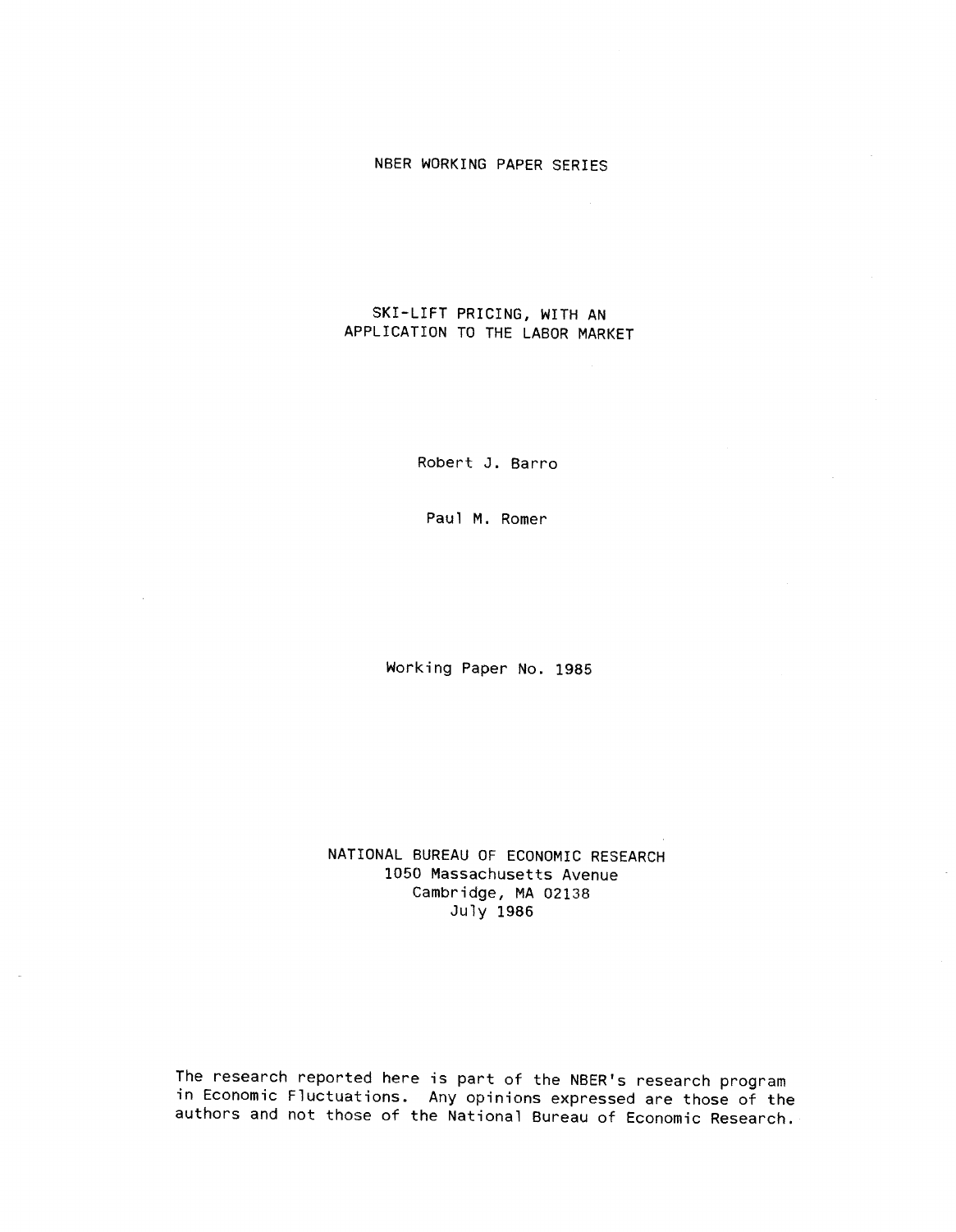NBER WORKING PAPER SERIES

# SKI-LIFT PRICING, WITH AN APPLICATION TO THE LABOR MARKET

Robert J. Barro

Paul M. Romer

Working Paper No. 1985

NATIONAL BUREAU OF ECONOMIC RESEARCH
1050 Massachusetts Avenue
Cambridge, MA 02138
July 1986

The research reported here is part of the NBER's research program in Economic Fluctuations. Any opinions expressed are those of the authors and not those of the National Bureau of Economic Research.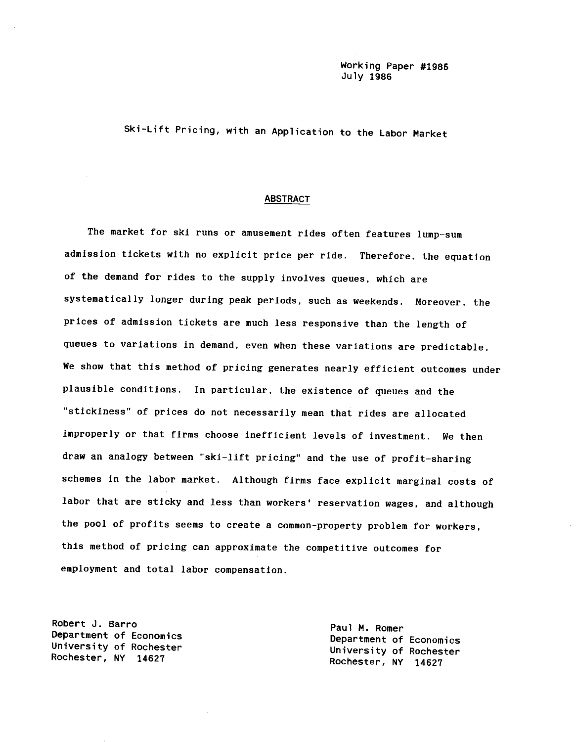Working Paper #1985
July 1986

# Ski-Lift Pricing, with an Application to the Labor Market

## ABSTRACT

The market for ski runs or amusement rides often features lump-sum admission tickets with no explicit price per ride. Therefore, the equation of the demand for rides to the supply involves queues, which are systematically longer during peak periods, such as weekends. Moreover, the prices of admission tickets are much less responsive than the length of queues to variations in demand, even when these variations are predictable. We show that this method of pricing generates nearly efficient outcomes under plausible conditions. In particular, the existence of queues and the "stickiness" of prices do not necessarily mean that rides are allocated improperly or that firms choose inefficient levels of investment. We then draw an analogy between "ski-lift pricing" and the use of profit-sharing schemes in the labor market. Although firms face explicit marginal costs of labor that are sticky and less than workers' reservation wages, and although the pool of profits seems to create a common-property problem for workers, this method of pricing can approximate the competitive outcomes for employment and total labor compensation.

Robert J. Barro
Department of Economics
University of Rochester
Rochester, NY 14627

Paul M. Romer
Department of Economics
University of Rochester
Rochester, NY 14627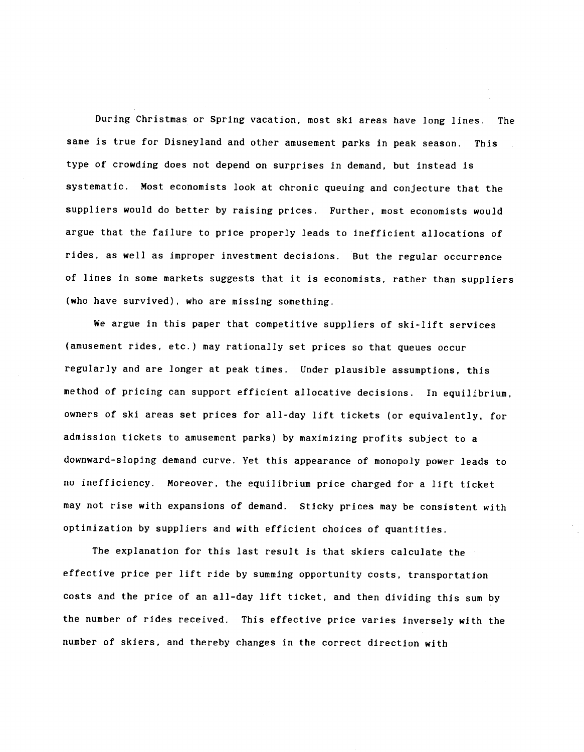During Christmas or Spring vacation, most ski areas have long lines. The same is true for Disneyland and other amusement parks in peak season. This type of crowding does not depend on surprises in demand, but instead is systematic. Most economists look at chronic queuing and conjecture that the suppliers would do better by raising prices. Further, most economists would argue that the failure to price properly leads to inefficient allocations of rides, as well as improper investment decisions. But the regular occurrence of lines in some markets suggests that it is economists, rather than suppliers (who have survived), who are missing something.

We argue in this paper that competitive suppliers of ski-lift services (amusement rides, etc.) may rationally set prices so that queues occur regularly and are longer at peak times. Under plausible assumptions, this method of pricing can support efficient allocative decisions. In equilibrium, owners of ski areas set prices for all-day lift tickets (or equivalently, for admission tickets to amusement parks) by maximizing profits subject to a downward-sloping demand curve. Yet this appearance of monopoly power leads to no inefficiency. Moreover, the equilibrium price charged for a lift ticket may not rise with expansions of demand. Sticky prices may be consistent with optimization by suppliers and with efficient choices of quantities.

The explanation for this last result is that skiers calculate the effective price per lift ride by summing opportunity costs, transportation costs and the price of an all-day lift ticket, and then dividing this sum by the number of rides received. This effective price varies inversely with the number of skiers, and thereby changes in the correct direction with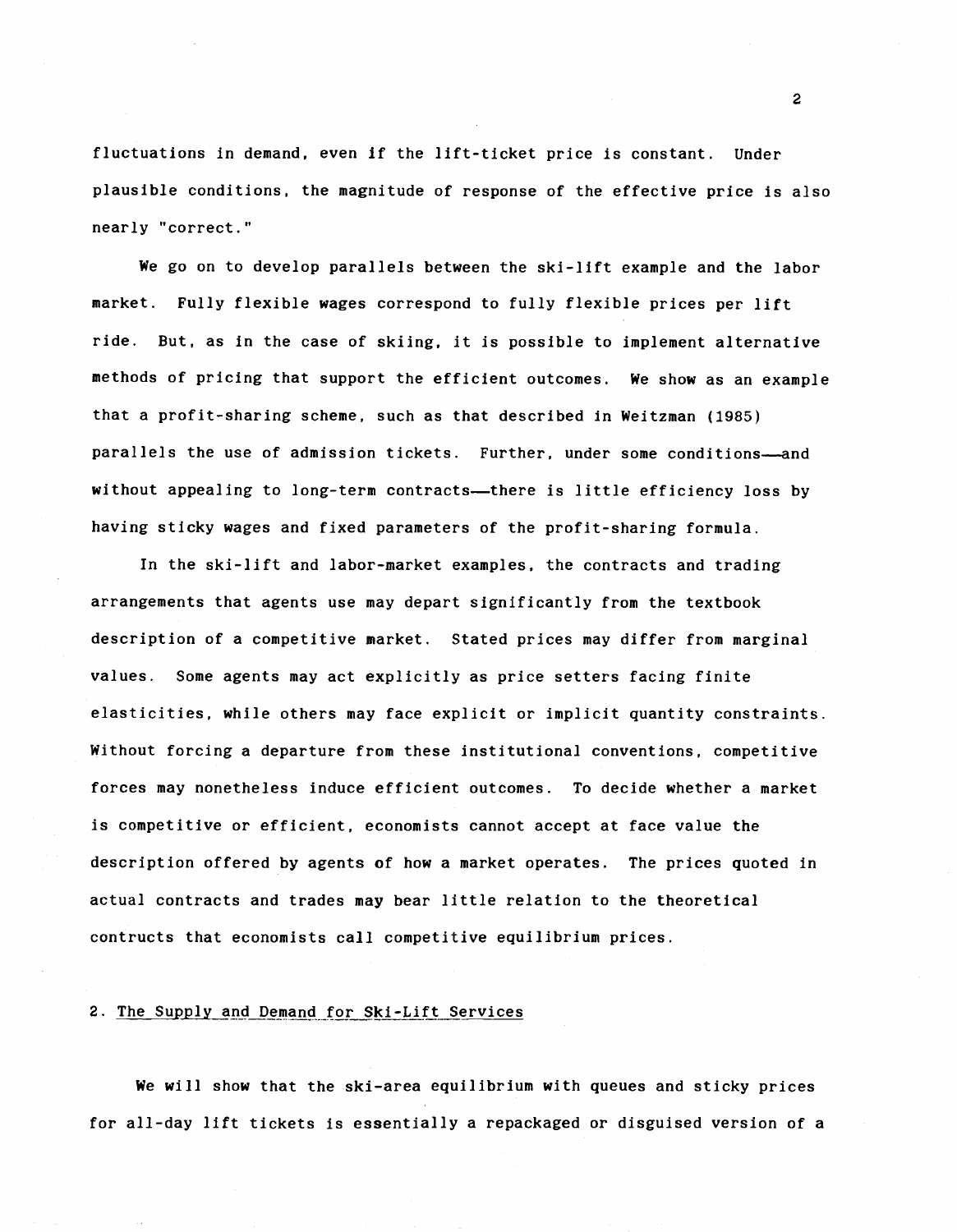fluctuations in demand, even if the lift-ticket price is constant. Under plausible conditions, the magnitude of response of the effective price is also nearly "correct."

We go on to develop parallels between the ski-lift example and the labor market. Fully flexible wages correspond to fully flexible prices per lift ride. But, as in the case of skiing, it is possible to implement alternative methods of pricing that support the efficient outcomes. We show as an example that a profit-sharing scheme, such as that described in Weitzman (1985) parallels the use of admission tickets. Further, under some conditions—and without appealing to long-term contracts—there is little efficiency loss by having sticky wages and fixed parameters of the profit-sharing formula.

In the ski-lift and labor-market examples, the contracts and trading arrangements that agents use may depart significantly from the textbook description of a competitive market. Stated prices may differ from marginal values. Some agents may act explicitly as price setters facing finite elasticities, while others may face explicit or implicit quantity constraints. Without forcing a departure from these institutional conventions, competitive forces may nonetheless induce efficient outcomes. To decide whether a market is competitive or efficient, economists cannot accept at face value the description offered by agents of how a market operates. The prices quoted in actual contracts and trades may bear little relation to the theoretical contructs that economists call competitive equilibrium prices.

## 2. The Supply and Demand for Ski-Lift Services

We will show that the ski-area equilibrium with queues and sticky prices for all-day lift tickets is essentially a repackaged or disguised version of a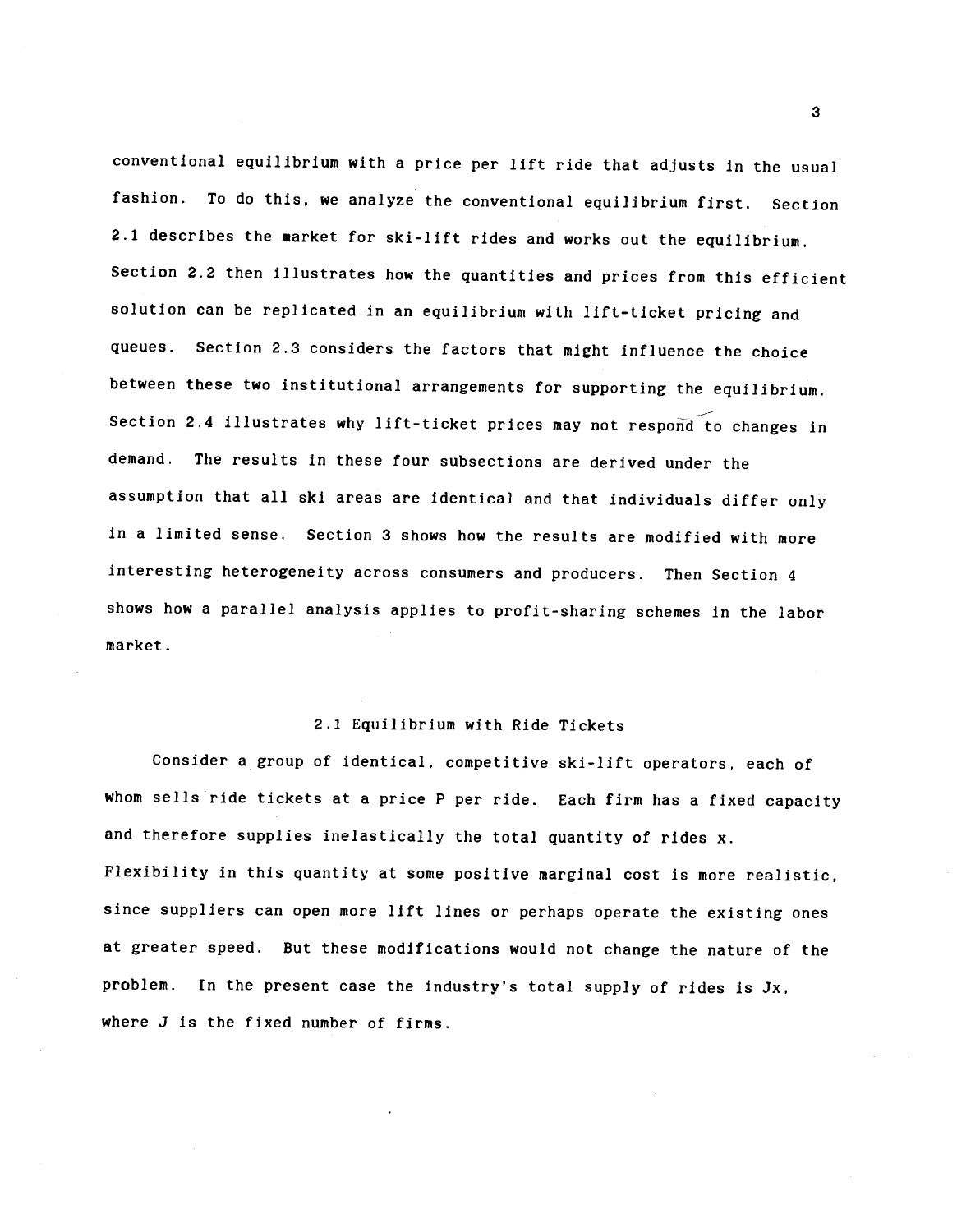conventional equilibrium with a price per lift ride that adjusts in the usual fashion. To do this, we analyze the conventional equilibrium first. Section 2.1 describes the market for ski-lift rides and works out the equilibrium. Section 2.2 then illustrates how the quantities and prices from this efficient solution can be replicated in an equilibrium with lift-ticket pricing and queues. Section 2.3 considers the factors that might influence the choice between these two institutional arrangements for supporting the equilibrium. Section 2.4 illustrates why lift-ticket prices may not respond to changes in demand. The results in these four subsections are derived under the assumption that all ski areas are identical and that individuals differ only in a limited sense. Section 3 shows how the results are modified with more interesting heterogeneity across consumers and producers. Then Section 4 shows how a parallel analysis applies to profit-sharing schemes in the labor market.

## 2.1 Equilibrium with Ride Tickets

Consider a group of identical, competitive ski-lift operators, each of whom sells ride tickets at a price $P$ per ride. Each firm has a fixed capacity and therefore supplies inelastically the total quantity of rides $x$. Flexibility in this quantity at some positive marginal cost is more realistic, since suppliers can open more lift lines or perhaps operate the existing ones at greater speed. But these modifications would not change the nature of the problem. In the present case the industry's total supply of rides is $Jx$, where $J$ is the fixed number of firms.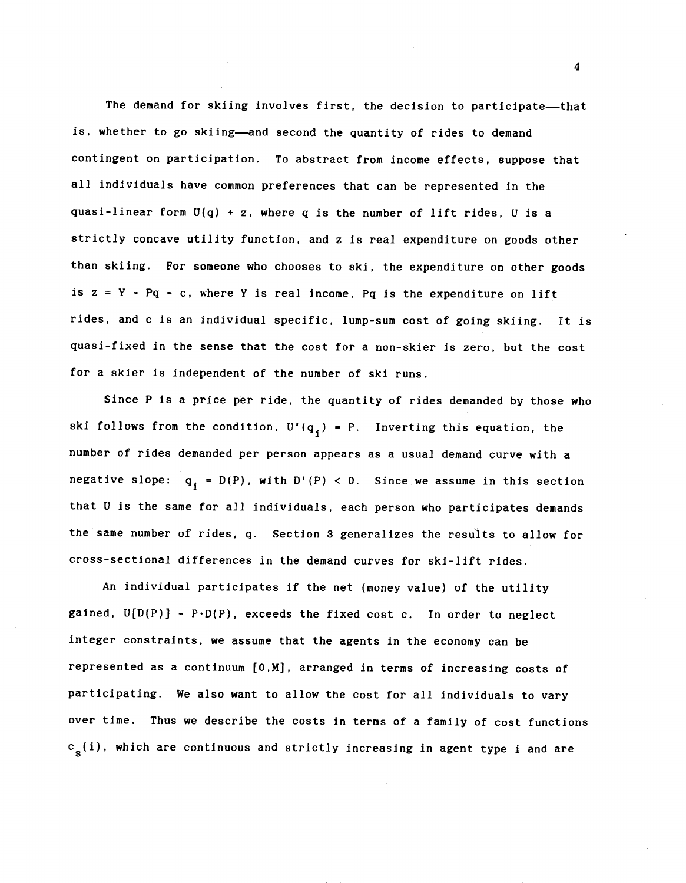The demand for skiing involves first, the decision to participate—that is, whether to go skiing—and second the quantity of rides to demand contingent on participation. To abstract from income effects, suppose that all individuals have common preferences that can be represented in the quasi-linear form $U(q) + z$, where $q$ is the number of lift rides, $U$ is a strictly concave utility function, and $z$ is real expenditure on goods other than skiing. For someone who chooses to ski, the expenditure on other goods is $z = Y - Pq - c$, where $Y$ is real income, $Pq$ is the expenditure on lift rides, and $c$ is an individual specific, lump-sum cost of going skiing. It is quasi-fixed in the sense that the cost for a non-skier is zero, but the cost for a skier is independent of the number of ski runs.

Since $P$ is a price per ride, the quantity of rides demanded by those who ski follows from the condition, $U'(q_i) = P$. Inverting this equation, the number of rides demanded per person appears as a usual demand curve with a negative slope: $q_i = D(P)$, with $D'(P) < 0$. Since we assume in this section that $U$ is the same for all individuals, each person who participates demands the same number of rides, $q$. Section 3 generalizes the results to allow for cross-sectional differences in the demand curves for ski-lift rides.

An individual participates if the net (money value) of the utility gained, $U[D(P)] - P \cdot D(P)$, exceeds the fixed cost $c$. In order to neglect integer constraints, we assume that the agents in the economy can be represented as a continuum $[0,M]$, arranged in terms of increasing costs of participating. We also want to allow the cost for all individuals to vary over time. Thus we describe the costs in terms of a family of cost functions $c_s(i)$, which are continuous and strictly increasing in agent type $i$ and are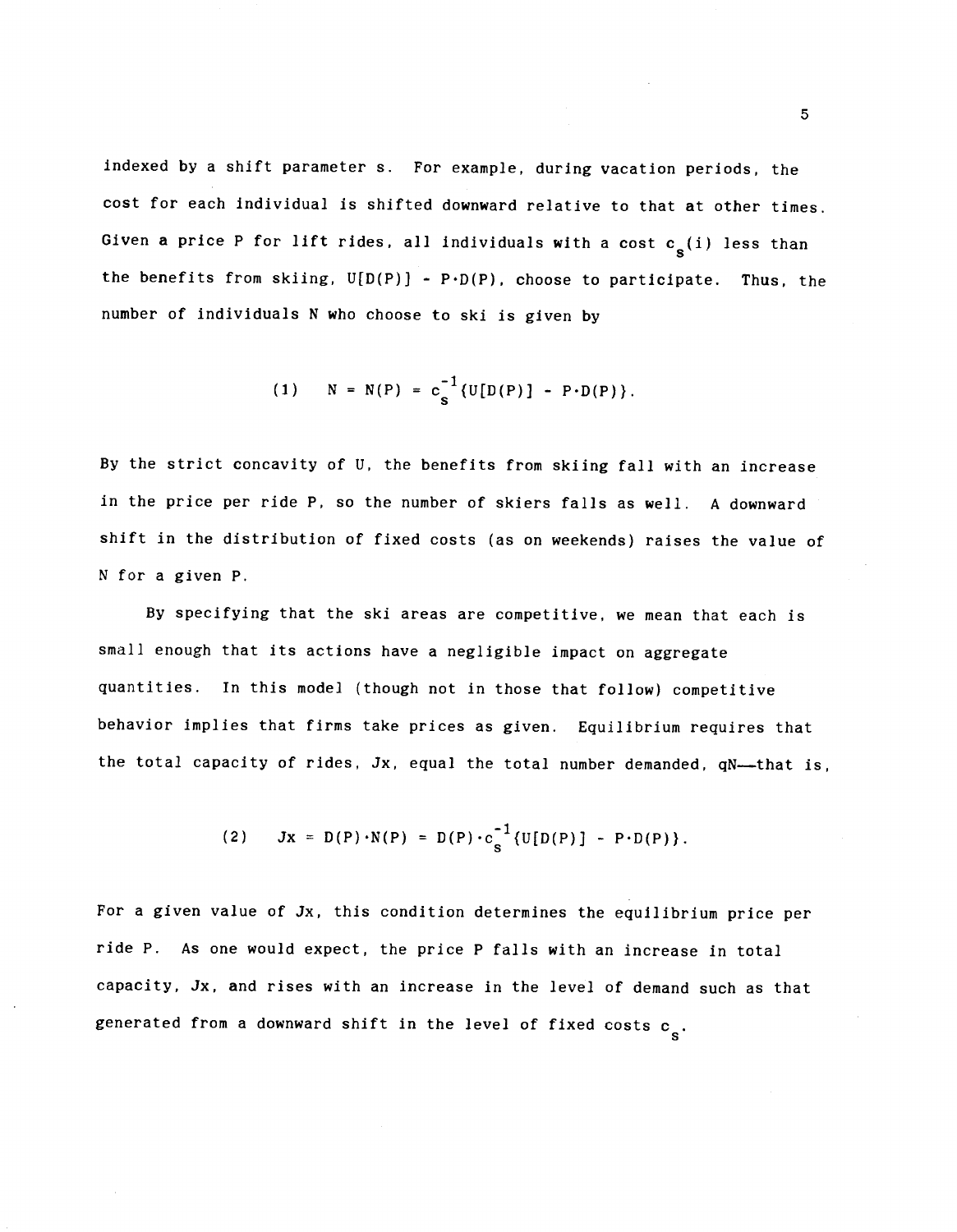indexed by a shift parameter s. For example, during vacation periods, the cost for each individual is shifted downward relative to that at other times. Given a price P for lift rides, all individuals with a cost $c_s(i)$ less than the benefits from skiing, $U[D(P)] - P \cdot D(P)$, choose to participate. Thus, the number of individuals N who choose to ski is given by

$$(1) \quad N = N(P) = c_s^{-1}\{U[D(P)] - P \cdot D(P)\}.$$

By the strict concavity of U, the benefits from skiing fall with an increase in the price per ride P, so the number of skiers falls as well. A downward shift in the distribution of fixed costs (as on weekends) raises the value of N for a given P.

By specifying that the ski areas are competitive, we mean that each is small enough that its actions have a negligible impact on aggregate quantities. In this model (though not in those that follow) competitive behavior implies that firms take prices as given. Equilibrium requires that the total capacity of rides, Jx, equal the total number demanded, qN—that is,

$$(2) \quad Jx = D(P) \cdot N(P) = D(P) \cdot c_s^{-1}\{U[D(P)] - P \cdot D(P)\}.$$

For a given value of Jx, this condition determines the equilibrium price per ride P. As one would expect, the price P falls with an increase in total capacity, Jx, and rises with an increase in the level of demand such as that generated from a downward shift in the level of fixed costs $c_s$.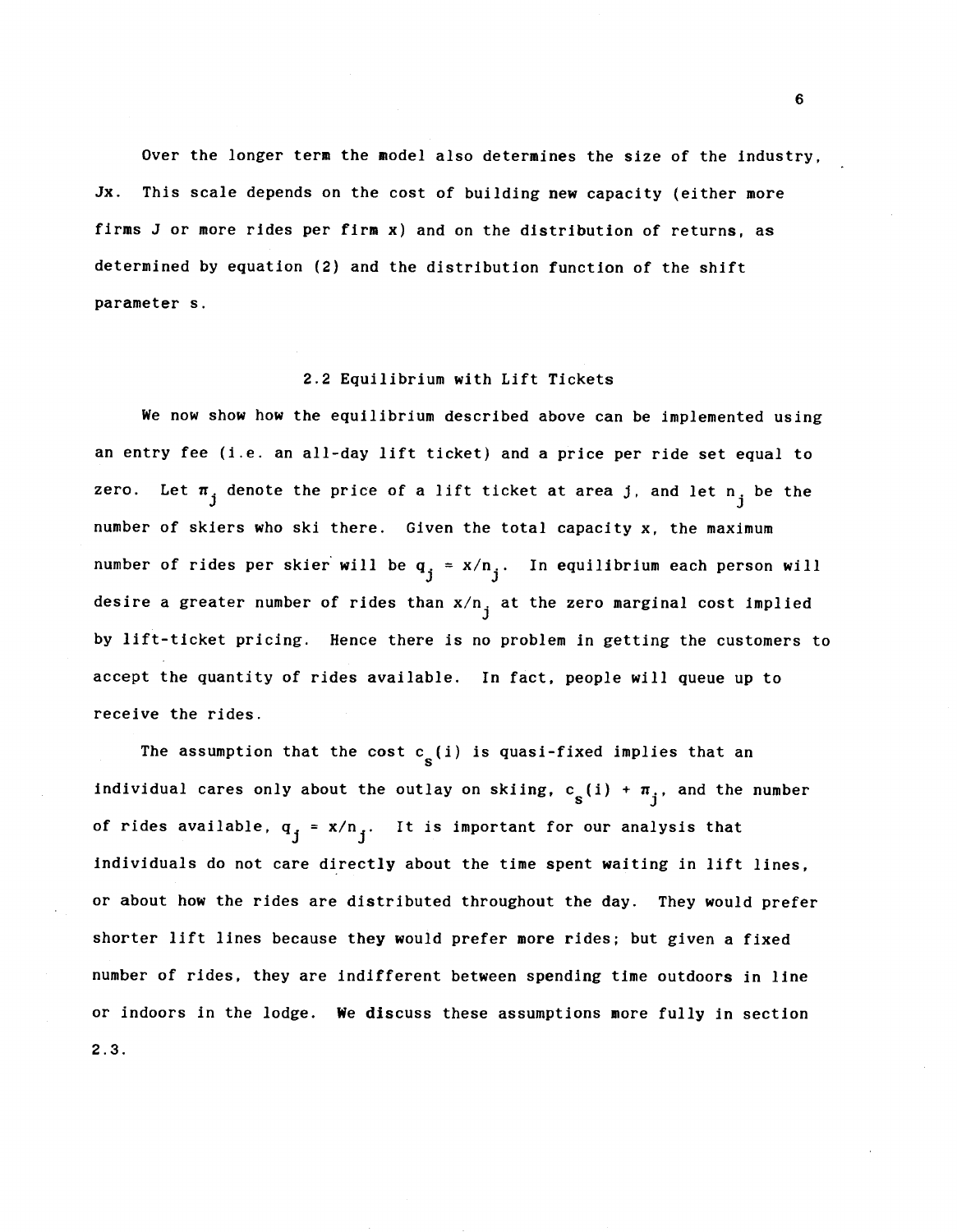Over the longer term the model also determines the size of the industry, $Jx$. This scale depends on the cost of building new capacity (either more firms $J$ or more rides per firm $x$) and on the distribution of returns, as determined by equation (2) and the distribution function of the shift parameter $s$.

## 2.2 Equilibrium with Lift Tickets

We now show how the equilibrium described above can be implemented using an entry fee (i.e. an all-day lift ticket) and a price per ride set equal to zero. Let $\pi_j$ denote the price of a lift ticket at area $j$, and let $n_j$ be the number of skiers who ski there. Given the total capacity $x$, the maximum number of rides per skier will be $q_j = x/n_j$. In equilibrium each person will desire a greater number of rides than $x/n_j$ at the zero marginal cost implied by lift-ticket pricing. Hence there is no problem in getting the customers to accept the quantity of rides available. In fact, people will queue up to receive the rides.

The assumption that the cost $c_s(i)$ is quasi-fixed implies that an individual cares only about the outlay on skiing, $c_s(i) + \pi_j$, and the number of rides available, $q_j = x/n_j$. It is important for our analysis that individuals do not care directly about the time spent waiting in lift lines, or about how the rides are distributed throughout the day. They would prefer shorter lift lines because they would prefer more rides; but given a fixed number of rides, they are indifferent between spending time outdoors in line or indoors in the lodge. We discuss these assumptions more fully in section 2.3.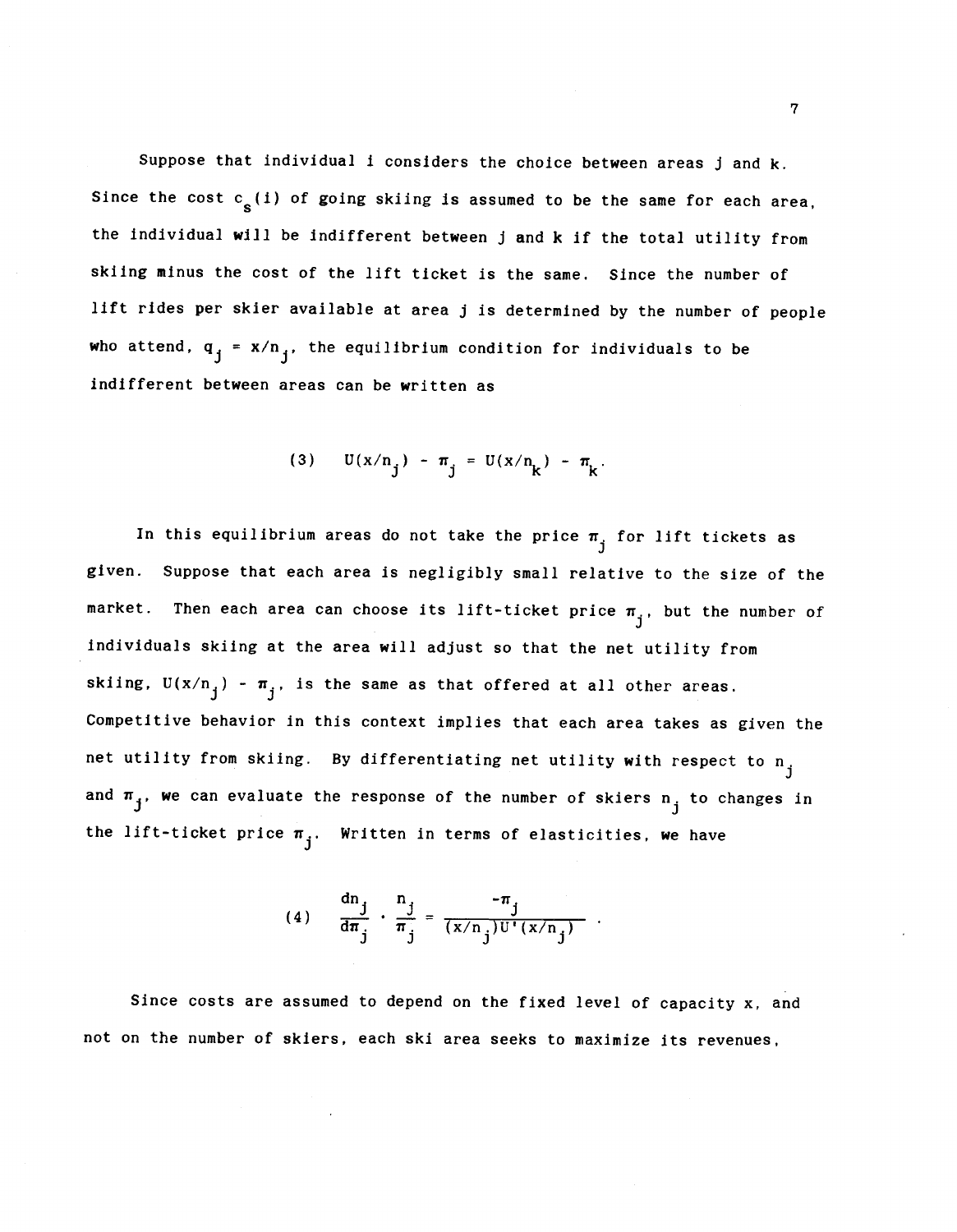Suppose that individual i considers the choice between areas j and k. Since the cost $c_s(i)$ of going skiing is assumed to be the same for each area, the individual will be indifferent between j and k if the total utility from skiing minus the cost of the lift ticket is the same. Since the number of lift rides per skier available at area j is determined by the number of people who attend, $q_j = x/n_j$, the equilibrium condition for individuals to be indifferent between areas can be written as

$$(3) \qquad U(x/n_j) - \pi_j = U(x/n_k) - \pi_k.$$

In this equilibrium areas do not take the price $\pi_j$ for lift tickets as given. Suppose that each area is negligibly small relative to the size of the market. Then each area can choose its lift-ticket price $\pi_j$, but the number of individuals skiing at the area will adjust so that the net utility from skiing, $U(x/n_j) - \pi_j$, is the same as that offered at all other areas. Competitive behavior in this context implies that each area takes as given the net utility from skiing. By differentiating net utility with respect to $n_j$ and $\pi_j$, we can evaluate the response of the number of skiers $n_j$ to changes in the lift-ticket price $\pi_j$. Written in terms of elasticities, we have

$$(4) \qquad \frac{dn_j}{d\pi_j} \cdot \frac{n_j}{\pi_j} = \frac{-\pi_j}{(x/n_j)U'(x/n_j)} .$$

Since costs are assumed to depend on the fixed level of capacity x, and not on the number of skiers, each ski area seeks to maximize its revenues,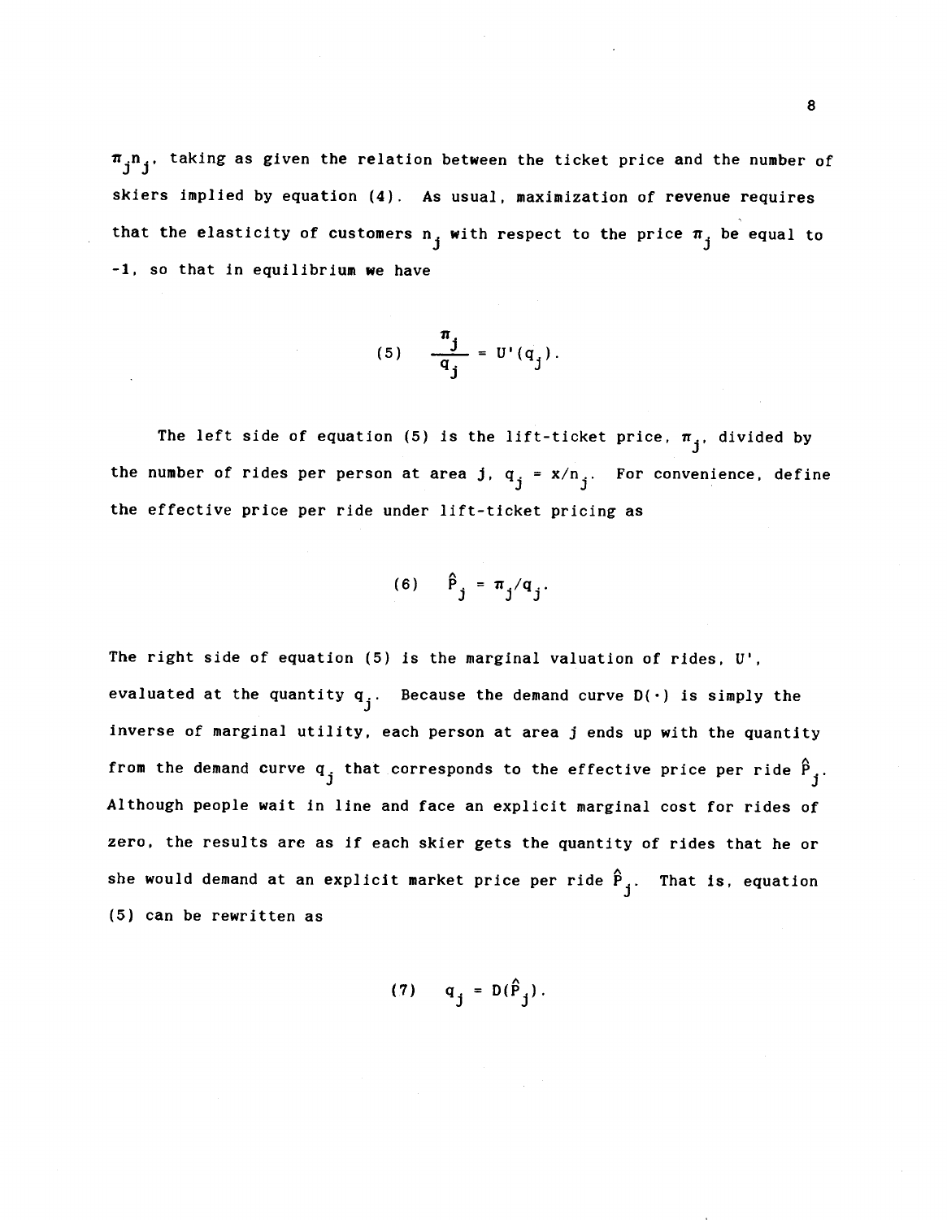$\pi_j n_j$, taking as given the relation between the ticket price and the number of skiers implied by equation (4). As usual, maximization of revenue requires that the elasticity of customers $n_j$ with respect to the price $\pi_j$ be equal to -1, so that in equilibrium we have

$$(5) \quad \frac{\pi_j}{q_j} = U'(q_j).$$

The left side of equation (5) is the lift-ticket price, $\pi_j$, divided by the number of rides per person at area j, $q_j = x/n_j$. For convenience, define the effective price per ride under lift-ticket pricing as

$$(6) \quad \hat{P}_j = \pi_j/q_j.$$

The right side of equation (5) is the marginal valuation of rides, $U'$, evaluated at the quantity $q_j$. Because the demand curve $D(\cdot)$ is simply the inverse of marginal utility, each person at area j ends up with the quantity from the demand curve $q_j$ that corresponds to the effective price per ride $\hat{P}_j$. Although people wait in line and face an explicit marginal cost for rides of zero, the results are as if each skier gets the quantity of rides that he or she would demand at an explicit market price per ride $\hat{P}_j$. That is, equation (5) can be rewritten as

$$(7) \quad q_j = D(\hat{P}_j).$$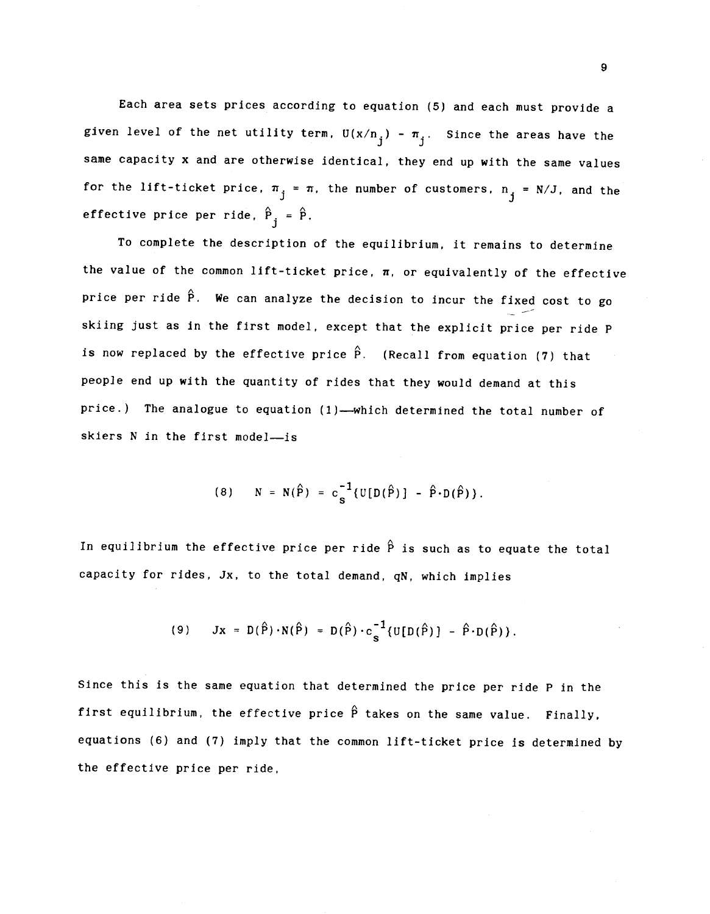Each area sets prices according to equation (5) and each must provide a given level of the net utility term, $U(x/n_j) - \pi_j$. Since the areas have the same capacity x and are otherwise identical, they end up with the same values for the lift-ticket price, $\pi_j = \pi$, the number of customers, $n_j = N/J$, and the effective price per ride, $\hat{P}_j = \hat{P}$.

To complete the description of the equilibrium, it remains to determine the value of the common lift-ticket price, $\pi$, or equivalently of the effective price per ride $\hat{P}$. We can analyze the decision to incur the fixed cost to go skiing just as in the first model, except that the explicit price per ride P is now replaced by the effective price $\hat{P}$. (Recall from equation (7) that people end up with the quantity of rides that they would demand at this price.) The analogue to equation (1)—which determined the total number of skiers N in the first model—is

$$(8) \quad N = N(\hat{P}) = c_s^{-1}\{U[D(\hat{P})] - \hat{P}\cdot D(\hat{P})\}.$$

In equilibrium the effective price per ride $\hat{P}$ is such as to equate the total capacity for rides, Jx, to the total demand, qN, which implies

$$(9) \quad Jx = D(\hat{P})\cdot N(\hat{P}) = D(\hat{P})\cdot c_s^{-1}\{U[D(\hat{P})] - \hat{P}\cdot D(\hat{P})\}.$$

Since this is the same equation that determined the price per ride P in the first equilibrium, the effective price $\hat{P}$ takes on the same value. Finally, equations (6) and (7) imply that the common lift-ticket price is determined by the effective price per ride,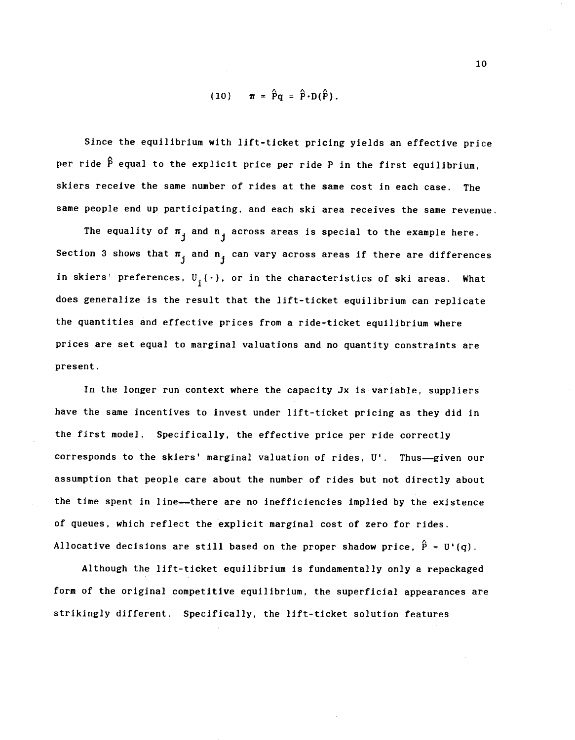$$(10) \quad \pi = \hat{P}q = \hat{P}\cdot D(\hat{P}).$$

Since the equilibrium with lift-ticket pricing yields an effective price per ride $\hat{P}$ equal to the explicit price per ride P in the first equilibrium, skiers receive the same number of rides at the same cost in each case. The same people end up participating, and each ski area receives the same revenue.

The equality of $\pi_j$ and $n_j$ across areas is special to the example here. Section 3 shows that $\pi_j$ and $n_j$ can vary across areas if there are differences in skiers' preferences, $U_i(\cdot)$, or in the characteristics of ski areas. What does generalize is the result that the lift-ticket equilibrium can replicate the quantities and effective prices from a ride-ticket equilibrium where prices are set equal to marginal valuations and no quantity constraints are present.

In the longer run context where the capacity Jx is variable, suppliers have the same incentives to invest under lift-ticket pricing as they did in the first model. Specifically, the effective price per ride correctly corresponds to the skiers' marginal valuation of rides, U'. Thus—given our assumption that people care about the number of rides but not directly about the time spent in line—there are no inefficiencies implied by the existence of queues, which reflect the explicit marginal cost of zero for rides. Allocative decisions are still based on the proper shadow price, $\hat{P} = U'(q)$.

Although the lift-ticket equilibrium is fundamentally only a repackaged form of the original competitive equilibrium, the superficial appearances are strikingly different. Specifically, the lift-ticket solution features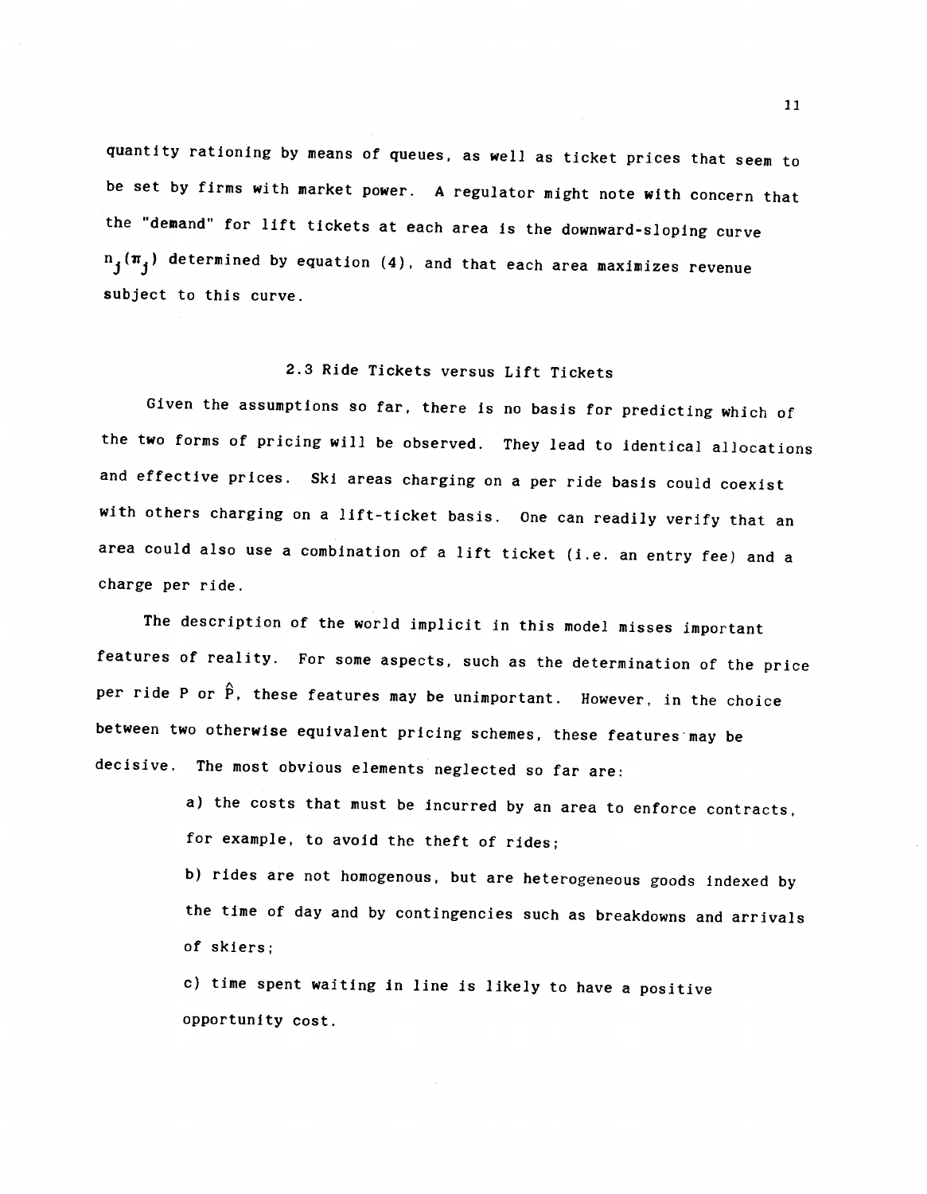quantity rationing by means of queues, as well as ticket prices that seem to be set by firms with market power. A regulator might note with concern that the "demand" for lift tickets at each area is the downward-sloping curve $n_j(\pi_j)$ determined by equation (4), and that each area maximizes revenue subject to this curve.

### 2.3 Ride Tickets versus Lift Tickets

Given the assumptions so far, there is no basis for predicting which of the two forms of pricing will be observed. They lead to identical allocations and effective prices. Ski areas charging on a per ride basis could coexist with others charging on a lift-ticket basis. One can readily verify that an area could also use a combination of a lift ticket (i.e. an entry fee) and a charge per ride.

The description of the world implicit in this model misses important features of reality. For some aspects, such as the determination of the price per ride $P$ or $\hat{P}$, these features may be unimportant. However, in the choice between two otherwise equivalent pricing schemes, these features may be decisive. The most obvious elements neglected so far are:

a) the costs that must be incurred by an area to enforce contracts, for example, to avoid the theft of rides;

b) rides are not homogenous, but are heterogeneous goods indexed by the time of day and by contingencies such as breakdowns and arrivals of skiers;

c) time spent waiting in line is likely to have a positive opportunity cost.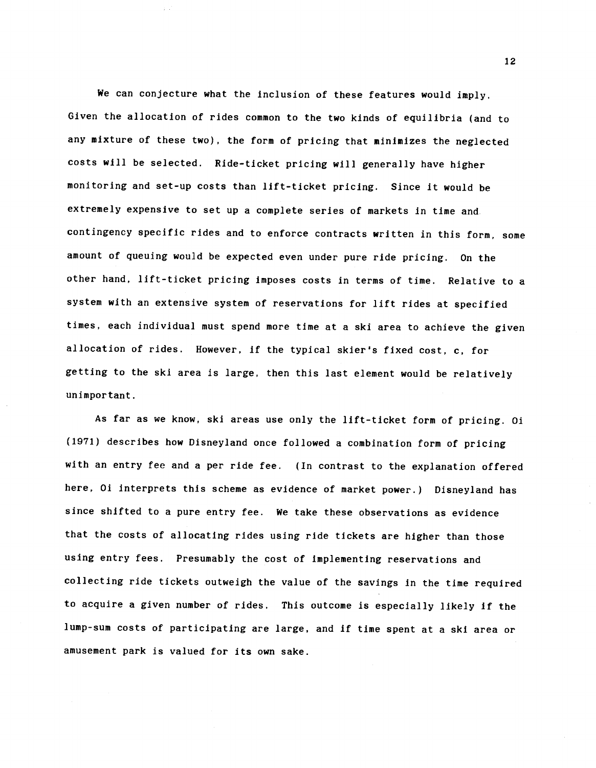We can conjecture what the inclusion of these features would imply. Given the allocation of rides common to the two kinds of equilibria (and to any mixture of these two), the form of pricing that minimizes the neglected costs will be selected. Ride-ticket pricing will generally have higher monitoring and set-up costs than lift-ticket pricing. Since it would be extremely expensive to set up a complete series of markets in time and contingency specific rides and to enforce contracts written in this form, some amount of queuing would be expected even under pure ride pricing. On the other hand, lift-ticket pricing imposes costs in terms of time. Relative to a system with an extensive system of reservations for lift rides at specified times, each individual must spend more time at a ski area to achieve the given allocation of rides. However, if the typical skier's fixed cost, $c$, for getting to the ski area is large, then this last element would be relatively unimportant.

As far as we know, ski areas use only the lift-ticket form of pricing. Oi (1971) describes how Disneyland once followed a combination form of pricing with an entry fee and a per ride fee. (In contrast to the explanation offered here, Oi interprets this scheme as evidence of market power.) Disneyland has since shifted to a pure entry fee. We take these observations as evidence that the costs of allocating rides using ride tickets are higher than those using entry fees. Presumably the cost of implementing reservations and collecting ride tickets outweigh the value of the savings in the time required to acquire a given number of rides. This outcome is especially likely if the lump-sum costs of participating are large, and if time spent at a ski area or amusement park is valued for its own sake.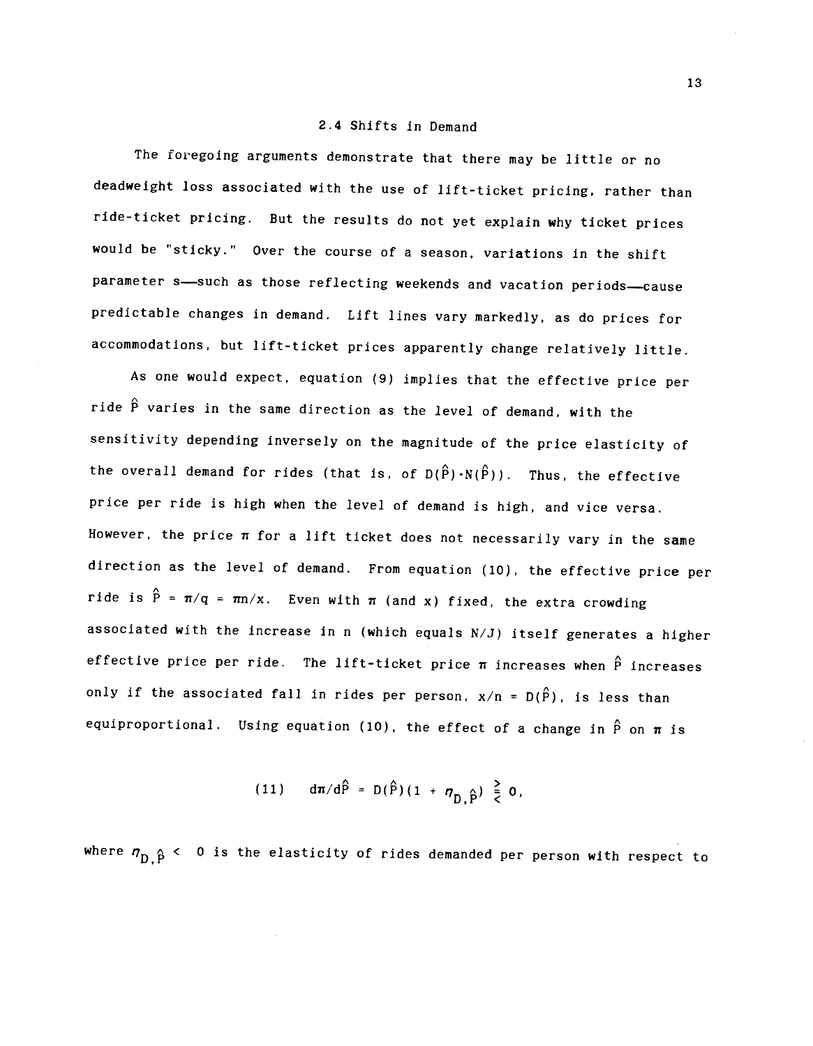## 2.4 Shifts in Demand

The foregoing arguments demonstrate that there may be little or no deadweight loss associated with the use of lift-ticket pricing, rather than ride-ticket pricing. But the results do not yet explain why ticket prices would be "sticky." Over the course of a season, variations in the shift parameter s—such as those reflecting weekends and vacation periods—cause predictable changes in demand. Lift lines vary markedly, as do prices for accommodations, but lift-ticket prices apparently change relatively little.

As one would expect, equation (9) implies that the effective price per ride $\hat{P}$ varies in the same direction as the level of demand, with the sensitivity depending inversely on the magnitude of the price elasticity of the overall demand for rides (that is, of $D(\hat{P})\cdot N(\hat{P})$). Thus, the effective price per ride is high when the level of demand is high, and vice versa. However, the price $\pi$ for a lift ticket does not necessarily vary in the same direction as the level of demand. From equation (10), the effective price per ride is $\hat{P} = \pi/q = \pi n/x$. Even with $\pi$ (and x) fixed, the extra crowding associated with the increase in n (which equals N/J) itself generates a higher effective price per ride. The lift-ticket price $\pi$ increases when $\hat{P}$ increases only if the associated fall in rides per person, $x/n = D(\hat{P})$, is less than equiproportional. Using equation (10), the effect of a change in $\hat{P}$ on $\pi$ is

$$(11) \qquad d\pi/d\hat{P} = D(\hat{P})(1 + \eta_{D,\hat{P}}) \gtreqless 0,$$

where $\eta_{D,\hat{P}} < 0$ is the elasticity of rides demanded per person with respect to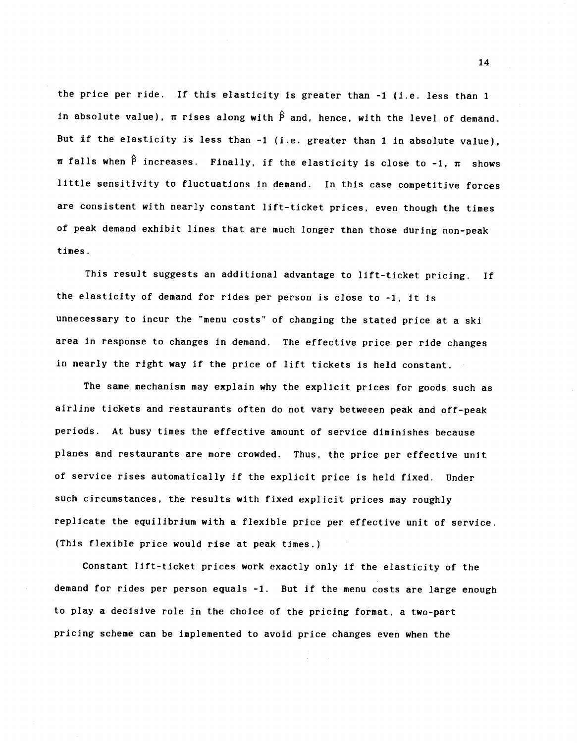the price per ride. If this elasticity is greater than -1 (i.e. less than 1 in absolute value), $\pi$ rises along with $\hat{P}$ and, hence, with the level of demand. But if the elasticity is less than -1 (i.e. greater than 1 in absolute value), $\pi$ falls when $\hat{P}$ increases. Finally, if the elasticity is close to -1, $\pi$ shows little sensitivity to fluctuations in demand. In this case competitive forces are consistent with nearly constant lift-ticket prices, even though the times of peak demand exhibit lines that are much longer than those during non-peak times.

This result suggests an additional advantage to lift-ticket pricing. If the elasticity of demand for rides per person is close to -1, it is unnecessary to incur the "menu costs" of changing the stated price at a ski area in response to changes in demand. The effective price per ride changes in nearly the right way if the price of lift tickets is held constant.

The same mechanism may explain why the explicit prices for goods such as airline tickets and restaurants often do not vary betweeen peak and off-peak periods. At busy times the effective amount of service diminishes because planes and restaurants are more crowded. Thus, the price per effective unit of service rises automatically if the explicit price is held fixed. Under such circumstances, the results with fixed explicit prices may roughly replicate the equilibrium with a flexible price per effective unit of service. (This flexible price would rise at peak times.)

Constant lift-ticket prices work exactly only if the elasticity of the demand for rides per person equals -1. But if the menu costs are large enough to play a decisive role in the choice of the pricing format, a two-part pricing scheme can be implemented to avoid price changes even when the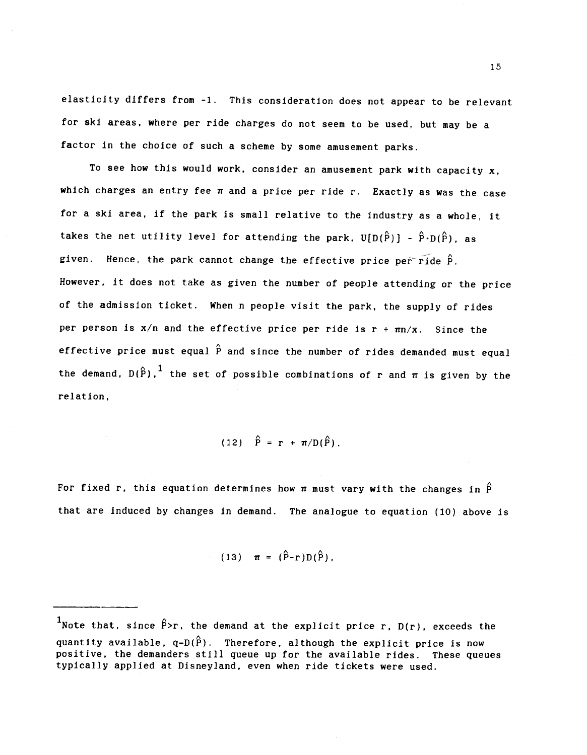elasticity differs from -1. This consideration does not appear to be relevant for ski areas, where per ride charges do not seem to be used, but may be a factor in the choice of such a scheme by some amusement parks.

To see how this would work, consider an amusement park with capacity $x$, which charges an entry fee $\pi$ and a price per ride $r$. Exactly as was the case for a ski area, if the park is small relative to the industry as a whole, it takes the net utility level for attending the park, $U[D(\hat{P})] - \hat{P} \cdot D(\hat{P})$, as given. Hence, the park cannot change the effective price per ride $\hat{P}$. However, it does not take as given the number of people attending or the price of the admission ticket. When $n$ people visit the park, the supply of rides per person is $x/n$ and the effective price per ride is $r + \pi n/x$. Since the effective price must equal $\hat{P}$ and since the number of rides demanded must equal the demand, $D(\hat{P})$,[1] the set of possible combinations of $r$ and $\pi$ is given by the relation,

$$(12) \quad \hat{P} = r + \pi/D(\hat{P}).$$

For fixed $r$, this equation determines how $\pi$ must vary with the changes in $\hat{P}$ that are induced by changes in demand. The analogue to equation (10) above is

$$(13) \quad \pi = (\hat{P}-r)D(\hat{P}),$$

---

[1] Note that, since $\hat{P}>r$, the demand at the explicit price $r$, $D(r)$, exceeds the quantity available, $q=D(\hat{P})$. Therefore, although the explicit price is now positive, the demanders still queue up for the available rides. These queues typically applied at Disneyland, even when ride tickets were used.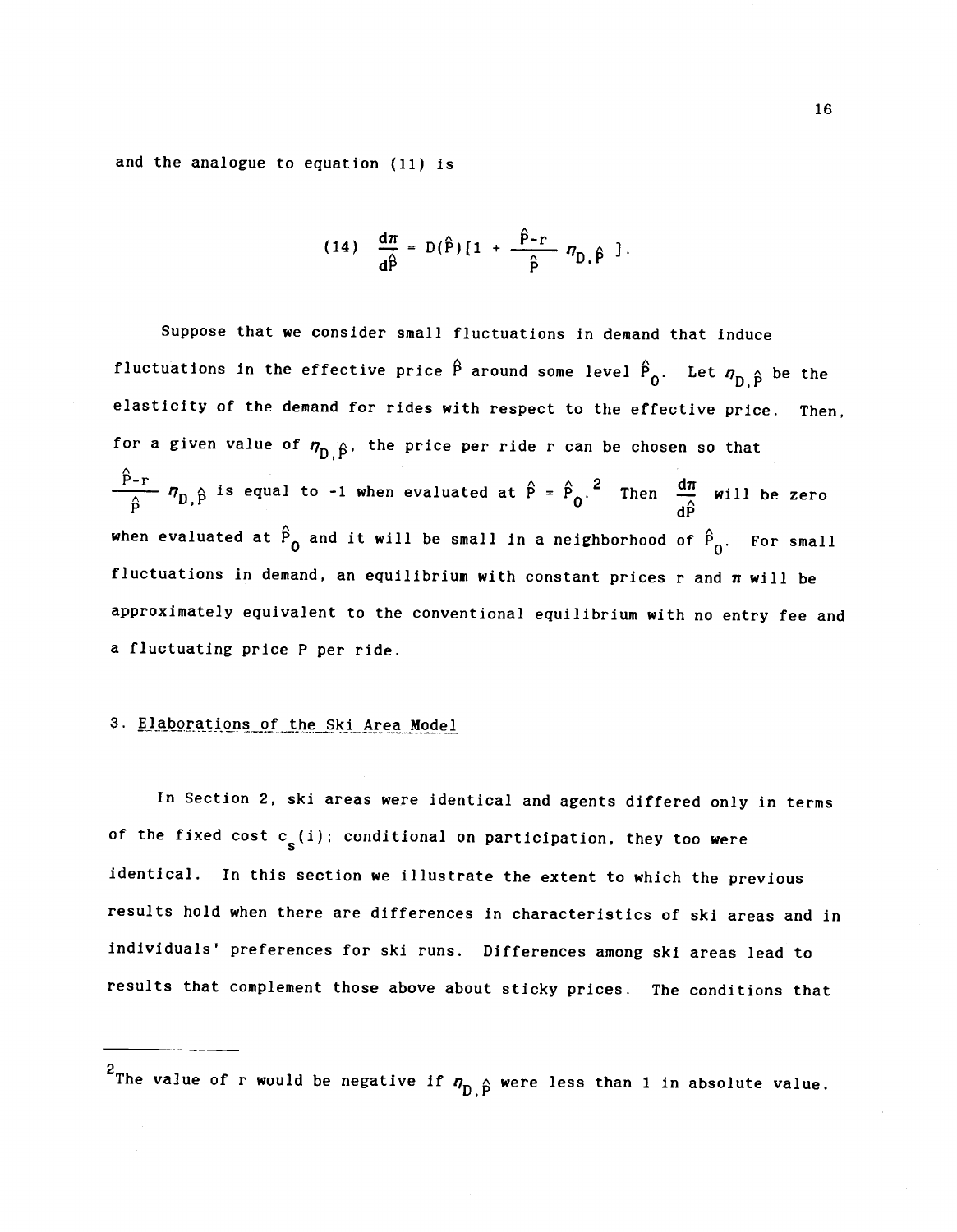and the analogue to equation (11) is

$$\text{(14)} \quad \frac{d\pi}{d\hat{P}} = D(\hat{P})[1 + \frac{\hat{P}-r}{\hat{P}} \eta_{D,\hat{P}}].$$

Suppose that we consider small fluctuations in demand that induce fluctuations in the effective price $\hat{P}$ around some level $\hat{P}_0$. Let $\eta_{D,\hat{P}}$ be the elasticity of the demand for rides with respect to the effective price. Then, for a given value of $\eta_{D,\hat{P}}$, the price per ride r can be chosen so that $\frac{\hat{P}-r}{\hat{P}} \eta_{D,\hat{P}}$ is equal to -1 when evaluated at $\hat{P} = \hat{P}_0$.[2] Then $\frac{d\pi}{d\hat{P}}$ will be zero when evaluated at $\hat{P}_0$ and it will be small in a neighborhood of $\hat{P}_0$. For small fluctuations in demand, an equilibrium with constant prices r and $\pi$ will be approximately equivalent to the conventional equilibrium with no entry fee and a fluctuating price P per ride.

## 3. Elaborations of the Ski Area Model

In Section 2, ski areas were identical and agents differed only in terms of the fixed cost $c_s(i)$; conditional on participation, they too were identical. In this section we illustrate the extent to which the previous results hold when there are differences in characteristics of ski areas and in individuals' preferences for ski runs. Differences among ski areas lead to results that complement those above about sticky prices. The conditions that

---

[2] The value of r would be negative if $\eta_{D,\hat{P}}$ were less than 1 in absolute value.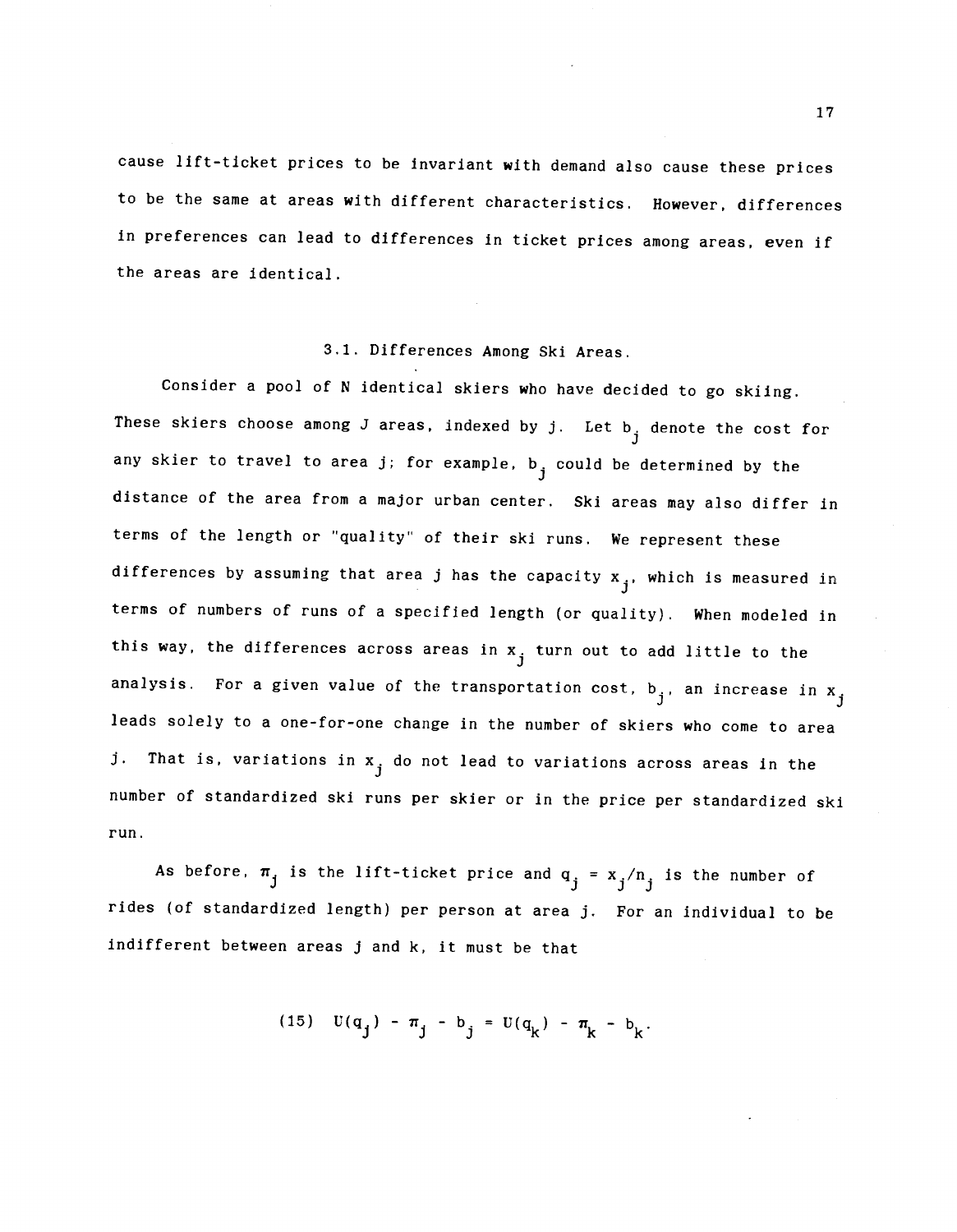cause lift-ticket prices to be invariant with demand also cause these prices to be the same at areas with different characteristics. However, differences in preferences can lead to differences in ticket prices among areas, even if the areas are identical.

### 3.1. Differences Among Ski Areas.

Consider a pool of N identical skiers who have decided to go skiing. These skiers choose among J areas, indexed by j. Let $b_j$ denote the cost for any skier to travel to area j; for example, $b_j$ could be determined by the distance of the area from a major urban center. Ski areas may also differ in terms of the length or "quality" of their ski runs. We represent these differences by assuming that area j has the capacity $x_j$, which is measured in terms of numbers of runs of a specified length (or quality). When modeled in this way, the differences across areas in $x_j$ turn out to add little to the analysis. For a given value of the transportation cost, $b_j$, an increase in $x_j$ leads solely to a one-for-one change in the number of skiers who come to area j. That is, variations in $x_j$ do not lead to variations across areas in the number of standardized ski runs per skier or in the price per standardized ski run.

As before, $\pi_j$ is the lift-ticket price and $q_j = x_j/n_j$ is the number of rides (of standardized length) per person at area j. For an individual to be indifferent between areas j and k, it must be that

$$(15) \quad U(q_j) - \pi_j - b_j = U(q_k) - \pi_k - b_k.$$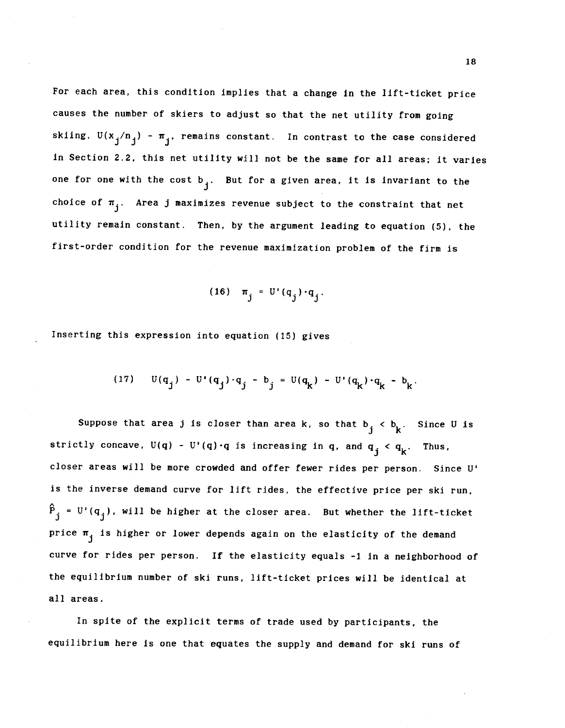For each area, this condition implies that a change in the lift-ticket price causes the number of skiers to adjust so that the net utility from going skiing, $U(x_j/n_j) - \pi_j$, remains constant. In contrast to the case considered in Section 2.2, this net utility will not be the same for all areas; it varies one for one with the cost $b_j$. But for a given area, it is invariant to the choice of $\pi_j$. Area j maximizes revenue subject to the constraint that net utility remain constant. Then, by the argument leading to equation (5), the first-order condition for the revenue maximization problem of the firm is

$$(16) \quad \pi_j = U'(q_j)\cdot q_j.$$

Inserting this expression into equation (15) gives

$$(17) \quad U(q_j) - U'(q_j)\cdot q_j - b_j = U(q_k) - U'(q_k)\cdot q_k - b_k.$$

Suppose that area j is closer than area k, so that $b_j < b_k$. Since U is strictly concave, $U(q) - U'(q)\cdot q$ is increasing in q, and $q_j < q_k$. Thus, closer areas will be more crowded and offer fewer rides per person. Since U' is the inverse demand curve for lift rides, the effective price per ski run, $\hat{P}_j = U'(q_j)$, will be higher at the closer area. But whether the lift-ticket price $\pi_j$ is higher or lower depends again on the elasticity of the demand curve for rides per person. If the elasticity equals -1 in a neighborhood of the equilibrium number of ski runs, lift-ticket prices will be identical at all areas.

In spite of the explicit terms of trade used by participants, the equilibrium here is one that equates the supply and demand for ski runs of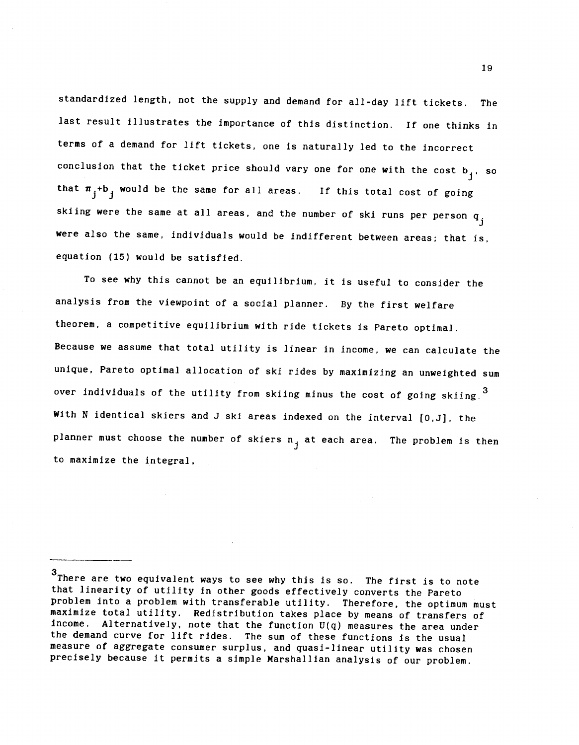standardized length, not the supply and demand for all-day lift tickets. The last result illustrates the importance of this distinction. If one thinks in terms of a demand for lift tickets, one is naturally led to the incorrect conclusion that the ticket price should vary one for one with the cost $b_j$, so that $\pi_j+b_j$ would be the same for all areas. If this total cost of going skiing were the same at all areas, and the number of ski runs per person $q_j$ were also the same, individuals would be indifferent between areas; that is, equation (15) would be satisfied.

To see why this cannot be an equilibrium, it is useful to consider the analysis from the viewpoint of a social planner. By the first welfare theorem, a competitive equilibrium with ride tickets is Pareto optimal. Because we assume that total utility is linear in income, we can calculate the unique, Pareto optimal allocation of ski rides by maximizing an unweighted sum over individuals of the utility from skiing minus the cost of going skiing.[3] With N identical skiers and J ski areas indexed on the interval [0,J], the planner must choose the number of skiers $n_j$ at each area. The problem is then to maximize the integral,

---

[3] There are two equivalent ways to see why this is so. The first is to note that linearity of utility in other goods effectively converts the Pareto problem into a problem with transferable utility. Therefore, the optimum must maximize total utility. Redistribution takes place by means of transfers of income. Alternatively, note that the function $U(q)$ measures the area under the demand curve for lift rides. The sum of these functions is the usual measure of aggregate consumer surplus, and quasi-linear utility was chosen precisely because it permits a simple Marshallian analysis of our problem.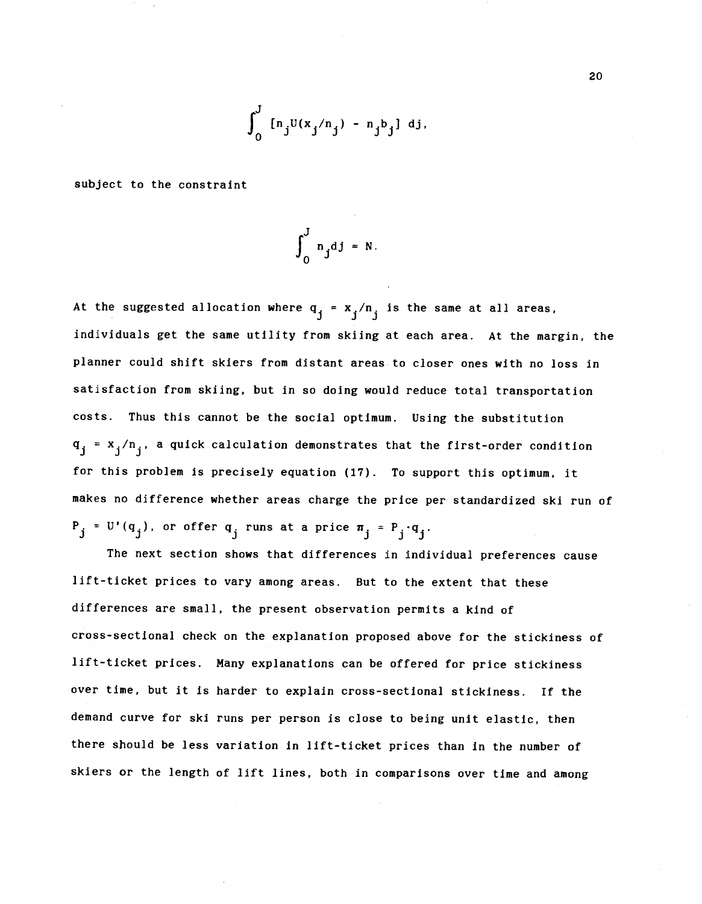$$\int_0^J [n_j U(x_j/n_j) - n_j b_j]\, dj,$$

subject to the constraint

$$\int_0^J n_j dj = N.$$

At the suggested allocation where $q_j = x_j/n_j$ is the same at all areas, individuals get the same utility from skiing at each area. At the margin, the planner could shift skiers from distant areas to closer ones with no loss in satisfaction from skiing, but in so doing would reduce total transportation costs. Thus this cannot be the social optimum. Using the substitution $q_j = x_j/n_j$, a quick calculation demonstrates that the first-order condition for this problem is precisely equation (17). To support this optimum, it makes no difference whether areas charge the price per standardized ski run of $P_j = U'(q_j)$, or offer $q_j$ runs at a price $\pi_j = P_j \cdot q_j$.

The next section shows that differences in individual preferences cause lift-ticket prices to vary among areas. But to the extent that these differences are small, the present observation permits a kind of cross-sectional check on the explanation proposed above for the stickiness of lift-ticket prices. Many explanations can be offered for price stickiness over time, but it is harder to explain cross-sectional stickiness. If the demand curve for ski runs per person is close to being unit elastic, then there should be less variation in lift-ticket prices than in the number of skiers or the length of lift lines, both in comparisons over time and among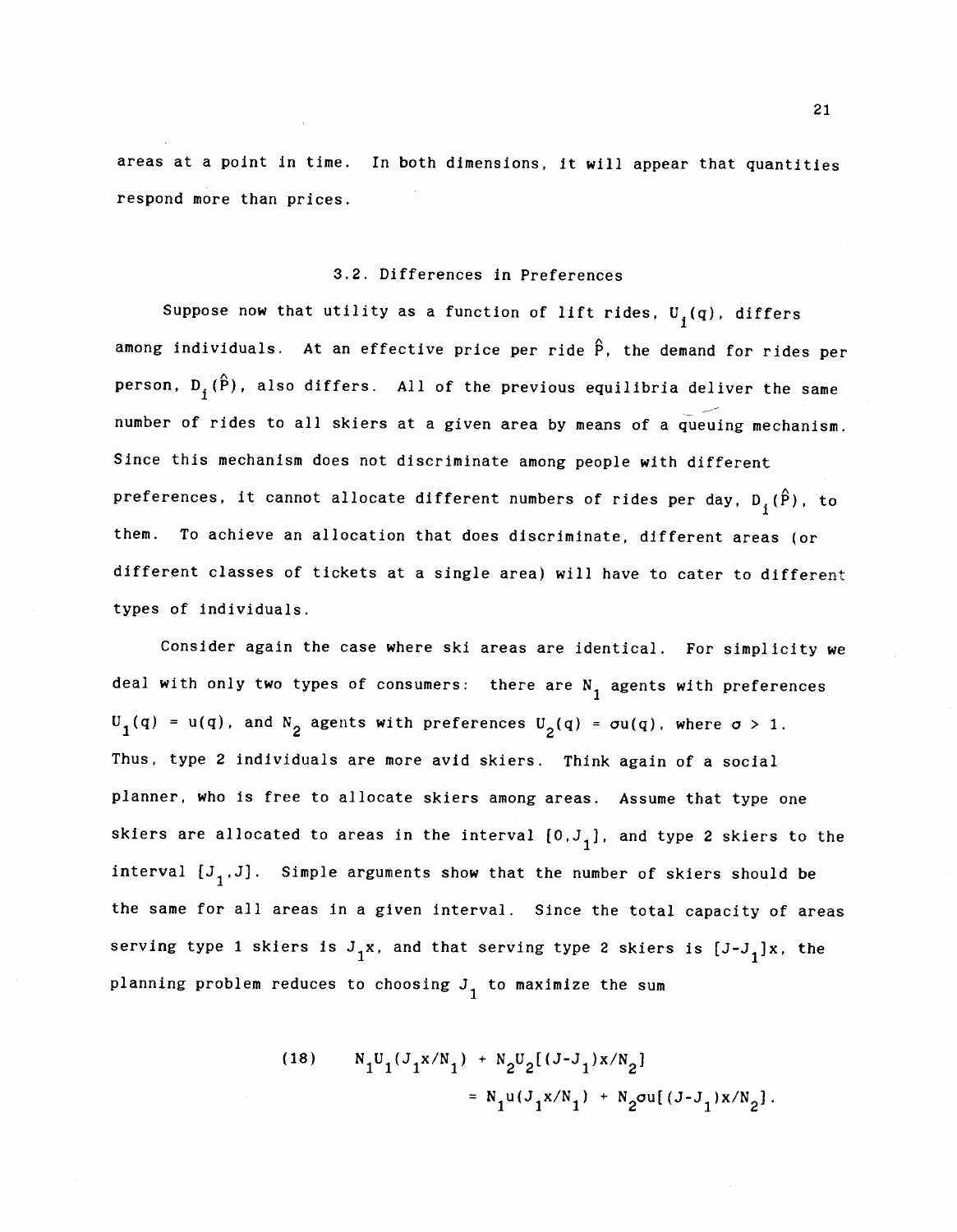areas at a point in time. In both dimensions, it will appear that quantities respond more than prices.

### 3.2. Differences in Preferences

Suppose now that utility as a function of lift rides, $U_i(q)$, differs among individuals. At an effective price per ride $\hat{P}$, the demand for rides per person, $D_i(\hat{P})$, also differs. All of the previous equilibria deliver the same number of rides to all skiers at a given area by means of a queuing mechanism. Since this mechanism does not discriminate among people with different preferences, it cannot allocate different numbers of rides per day, $D_i(\hat{P})$, to them. To achieve an allocation that does discriminate, different areas (or different classes of tickets at a single area) will have to cater to different types of individuals.

Consider again the case where ski areas are identical. For simplicity we deal with only two types of consumers: there are $N_1$ agents with preferences $U_1(q) = u(q)$, and $N_2$ agents with preferences $U_2(q) = \sigma u(q)$, where $\sigma > 1$. Thus, type 2 individuals are more avid skiers. Think again of a social planner, who is free to allocate skiers among areas. Assume that type one skiers are allocated to areas in the interval $[0,J_1]$, and type 2 skiers to the interval $[J_1,J]$. Simple arguments show that the number of skiers should be the same for all areas in a given interval. Since the total capacity of areas serving type 1 skiers is $J_1x$, and that serving type 2 skiers is $[J-J_1]x$, the planning problem reduces to choosing $J_1$ to maximize the sum

$$
\begin{aligned}
(18) \qquad & N_1U_1(J_1x/N_1) + N_2U_2[(J-J_1)x/N_2] \\
& = N_1u(J_1x/N_1) + N_2\sigma u[(J-J_1)x/N_2].
\end{aligned}
$$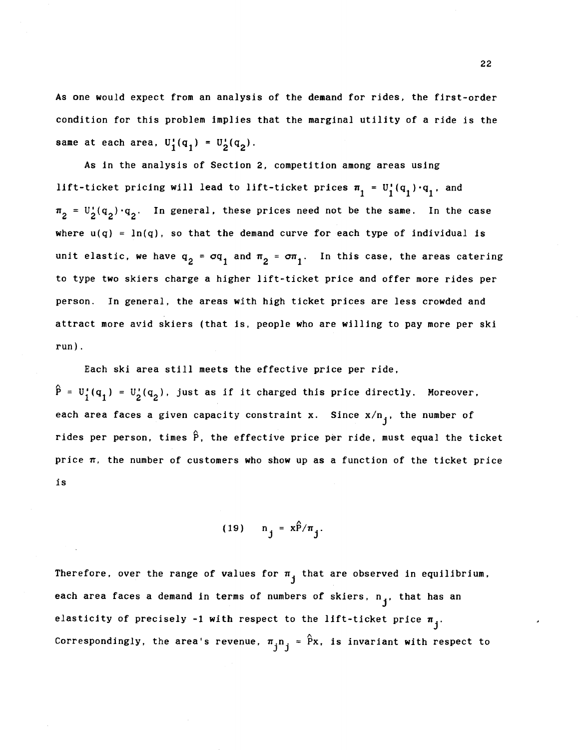As one would expect from an analysis of the demand for rides, the first-order condition for this problem implies that the marginal utility of a ride is the same at each area, $U_1'(q_1) = U_2'(q_2)$.

As in the analysis of Section 2, competition among areas using lift-ticket pricing will lead to lift-ticket prices $\pi_1 = U_1'(q_1)\cdot q_1$, and $\pi_2 = U_2'(q_2)\cdot q_2$. In general, these prices need not be the same. In the case where $u(q) = \ln(q)$, so that the demand curve for each type of individual is unit elastic, we have $q_2 = \sigma q_1$ and $\pi_2 = \sigma\pi_1$. In this case, the areas catering to type two skiers charge a higher lift-ticket price and offer more rides per person. In general, the areas with high ticket prices are less crowded and attract more avid skiers (that is, people who are willing to pay more per ski run).

Each ski area still meets the effective price per ride, $\hat{P} = U_1'(q_1) = U_2'(q_2)$, just as if it charged this price directly. Moreover, each area faces a given capacity constraint x. Since $x/n_j$, the number of rides per person, times $\hat{P}$, the effective price per ride, must equal the ticket price $\pi$, the number of customers who show up as a function of the ticket price is

$$(19) \qquad n_j = x\hat{P}/\pi_j.$$

Therefore, over the range of values for $\pi_j$ that are observed in equilibrium, each area faces a demand in terms of numbers of skiers, $n_j$, that has an elasticity of precisely -1 with respect to the lift-ticket price $\pi_j$. Correspondingly, the area's revenue, $\pi_j n_j = \hat{P}x$, is invariant with respect to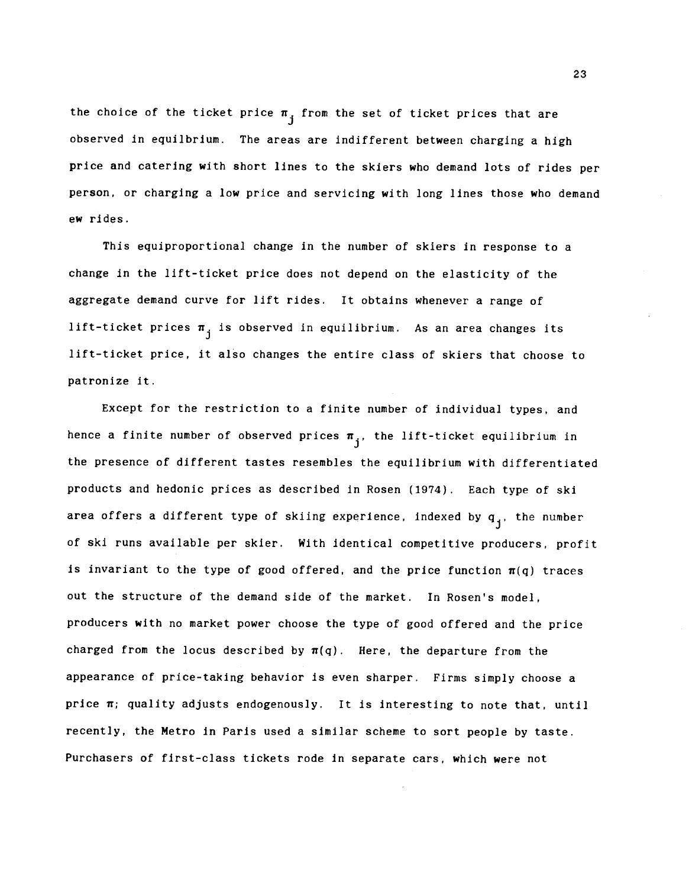the choice of the ticket price $\pi_j$ from the set of ticket prices that are observed in equilibrium. The areas are indifferent between charging a high price and catering with short lines to the skiers who demand lots of rides per person, or charging a low price and servicing with long lines those who demand ew rides.

This equiproportional change in the number of skiers in response to a change in the lift-ticket price does not depend on the elasticity of the aggregate demand curve for lift rides. It obtains whenever a range of lift-ticket prices $\pi_j$ is observed in equilibrium. As an area changes its lift-ticket price, it also changes the entire class of skiers that choose to patronize it.

Except for the restriction to a finite number of individual types, and hence a finite number of observed prices $\pi_j$, the lift-ticket equilibrium in the presence of different tastes resembles the equilibrium with differentiated products and hedonic prices as described in Rosen (1974). Each type of ski area offers a different type of skiing experience, indexed by $q_j$, the number of ski runs available per skier. With identical competitive producers, profit is invariant to the type of good offered, and the price function $\pi(q)$ traces out the structure of the demand side of the market. In Rosen's model, producers with no market power choose the type of good offered and the price charged from the locus described by $\pi(q)$. Here, the departure from the appearance of price-taking behavior is even sharper. Firms simply choose a price $\pi$; quality adjusts endogenously. It is interesting to note that, until recently, the Metro in Paris used a similar scheme to sort people by taste. Purchasers of first-class tickets rode in separate cars, which were not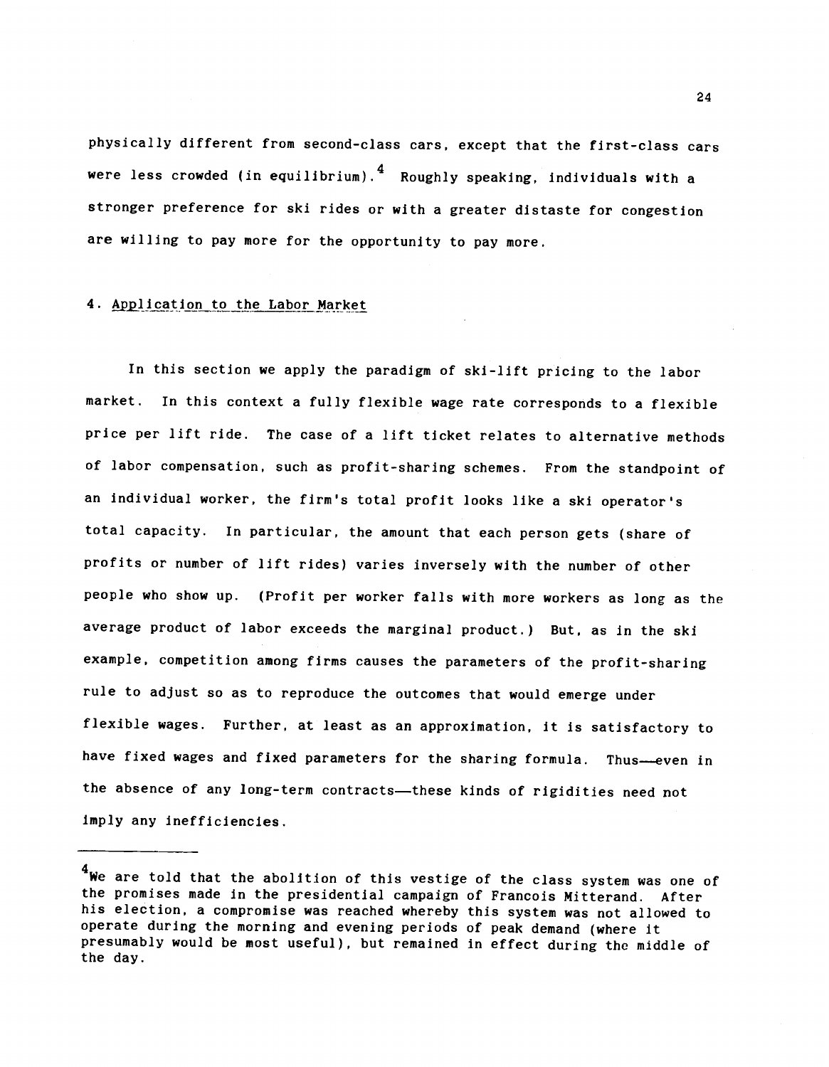physically different from second-class cars, except that the first-class cars were less crowded (in equilibrium).[4] Roughly speaking, individuals with a stronger preference for ski rides or with a greater distaste for congestion are willing to pay more for the opportunity to pay more.

## 4. Application to the Labor Market

In this section we apply the paradigm of ski-lift pricing to the labor market. In this context a fully flexible wage rate corresponds to a flexible price per lift ride. The case of a lift ticket relates to alternative methods of labor compensation, such as profit-sharing schemes. From the standpoint of an individual worker, the firm's total profit looks like a ski operator's total capacity. In particular, the amount that each person gets (share of profits or number of lift rides) varies inversely with the number of other people who show up. (Profit per worker falls with more workers as long as the average product of labor exceeds the marginal product.) But, as in the ski example, competition among firms causes the parameters of the profit-sharing rule to adjust so as to reproduce the outcomes that would emerge under flexible wages. Further, at least as an approximation, it is satisfactory to have fixed wages and fixed parameters for the sharing formula. Thus—even in the absence of any long-term contracts—these kinds of rigidities need not imply any inefficiencies.

---

[4] We are told that the abolition of this vestige of the class system was one of the promises made in the presidential campaign of Francois Mitterand. After his election, a compromise was reached whereby this system was not allowed to operate during the morning and evening periods of peak demand (where it presumably would be most useful), but remained in effect during the middle of the day.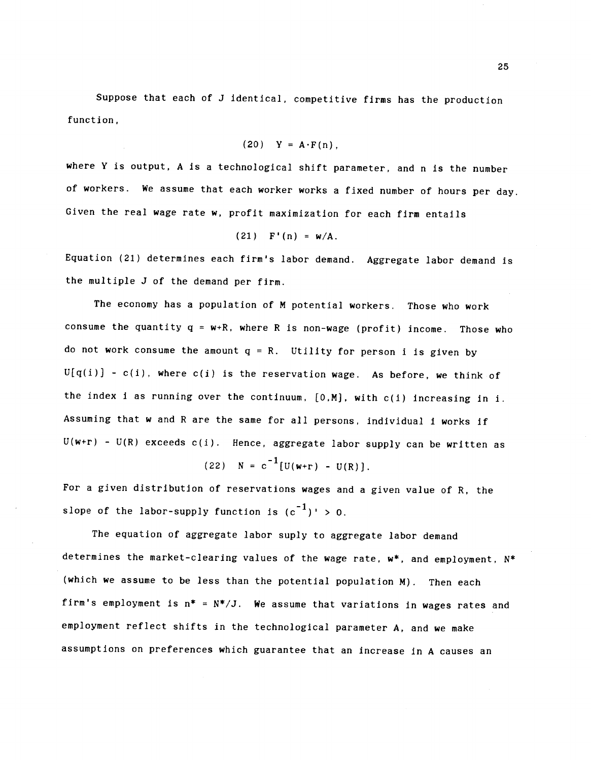Suppose that each of J identical, competitive firms has the production function,

$$(20) \quad Y = A \cdot F(n),$$

where Y is output, A is a technological shift parameter, and n is the number of workers. We assume that each worker works a fixed number of hours per day. Given the real wage rate w, profit maximization for each firm entails

$$(21) \quad F'(n) = w/A.$$

Equation (21) determines each firm's labor demand. Aggregate labor demand is the multiple J of the demand per firm.

The economy has a population of M potential workers. Those who work consume the quantity $q = w+R$, where R is non-wage (profit) income. Those who do not work consume the amount $q = R$. Utility for person i is given by $U[q(i)] - c(i)$, where $c(i)$ is the reservation wage. As before, we think of the index i as running over the continuum, $[0,M]$, with $c(i)$ increasing in i. Assuming that w and R are the same for all persons, individual i works if $U(w+r) - U(R)$ exceeds $c(i)$. Hence, aggregate labor supply can be written as

$$(22) \quad N = c^{-1}[U(w+r) - U(R)].$$

For a given distribution of reservations wages and a given value of R, the slope of the labor-supply function is $(c^{-1})' > 0$.

The equation of aggregate labor suply to aggregate labor demand determines the market-clearing values of the wage rate, $w^*$, and employment, $N^*$ (which we assume to be less than the potential population M). Then each firm's employment is $n^* = N^*/J$. We assume that variations in wages rates and employment reflect shifts in the technological parameter A, and we make assumptions on preferences which guarantee that an increase in A causes an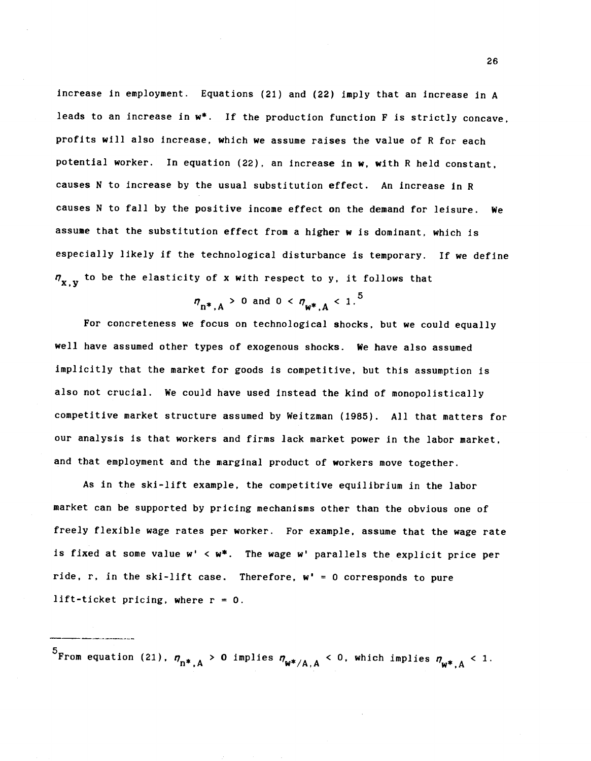increase in employment. Equations (21) and (22) imply that an increase in A leads to an increase in $w^*$. If the production function F is strictly concave, profits will also increase, which we assume raises the value of R for each potential worker. In equation (22), an increase in w, with R held constant, causes N to increase by the usual substitution effect. An increase in R causes N to fall by the positive income effect on the demand for leisure. We assume that the substitution effect from a higher w is dominant, which is especially likely if the technological disturbance is temporary. If we define $\eta_{x,y}$ to be the elasticity of x with respect to y, it follows that

$$\eta_{n^*,A} > 0 \text{ and } 0 < \eta_{w^*,A} < 1.$$[5]

For concreteness we focus on technological shocks, but we could equally well have assumed other types of exogenous shocks. We have also assumed implicitly that the market for goods is competitive, but this assumption is also not crucial. We could have used instead the kind of monopolistically competitive market structure assumed by Weitzman (1985). All that matters for our analysis is that workers and firms lack market power in the labor market, and that employment and the marginal product of workers move together.

As in the ski-lift example, the competitive equilibrium in the labor market can be supported by pricing mechanisms other than the obvious one of freely flexible wage rates per worker. For example, assume that the wage rate is fixed at some value $w' < w^*$. The wage $w'$ parallels the explicit price per ride, r, in the ski-lift case. Therefore, $w' = 0$ corresponds to pure lift-ticket pricing, where $r = 0$.

---

[5]From equation (21), $\eta_{n^*,A} > 0$ implies $\eta_{w^*/A,A} < 0$, which implies $\eta_{w^*,A} < 1$.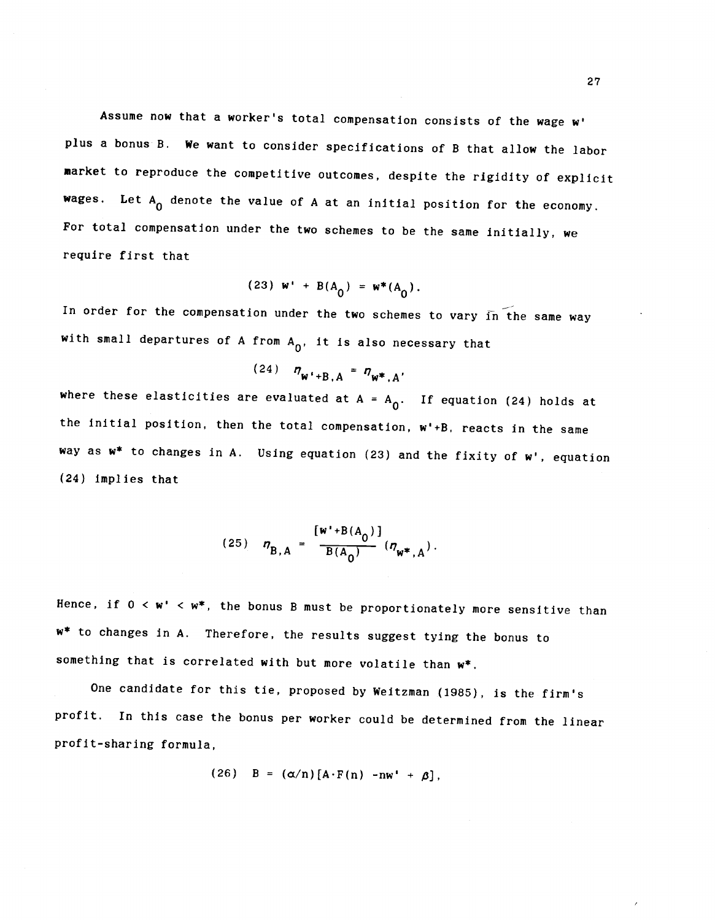Assume now that a worker's total compensation consists of the wage $w'$ plus a bonus $B$. We want to consider specifications of $B$ that allow the labor market to reproduce the competitive outcomes, despite the rigidity of explicit wages. Let $A_0$ denote the value of $A$ at an initial position for the economy. For total compensation under the two schemes to be the same initially, we require first that

$$(23)\quad w' + B(A_0) = w^*(A_0).$$

In order for the compensation under the two schemes to vary in the same way with small departures of $A$ from $A_0$, it is also necessary that

$$(24)\quad \eta_{w'+B,A} = \eta_{w^*,A},$$

where these elasticities are evaluated at $A = A_0$. If equation (24) holds at the initial position, then the total compensation, $w'+B$, reacts in the same way as $w^*$ to changes in $A$. Using equation (23) and the fixity of $w'$, equation (24) implies that

$$(25)\quad \eta_{B,A} = \frac{[w'+B(A_0)]}{B(A_0)}(\eta_{w^*,A}).$$

Hence, if $0 < w' < w^*$, the bonus $B$ must be proportionately more sensitive than $w^*$ to changes in $A$. Therefore, the results suggest tying the bonus to something that is correlated with but more volatile than $w^*$.

One candidate for this tie, proposed by Weitzman (1985), is the firm's profit. In this case the bonus per worker could be determined from the linear profit-sharing formula,

$$(26)\quad B = (\alpha/n)[A\cdot F(n) - nw' + \beta],$$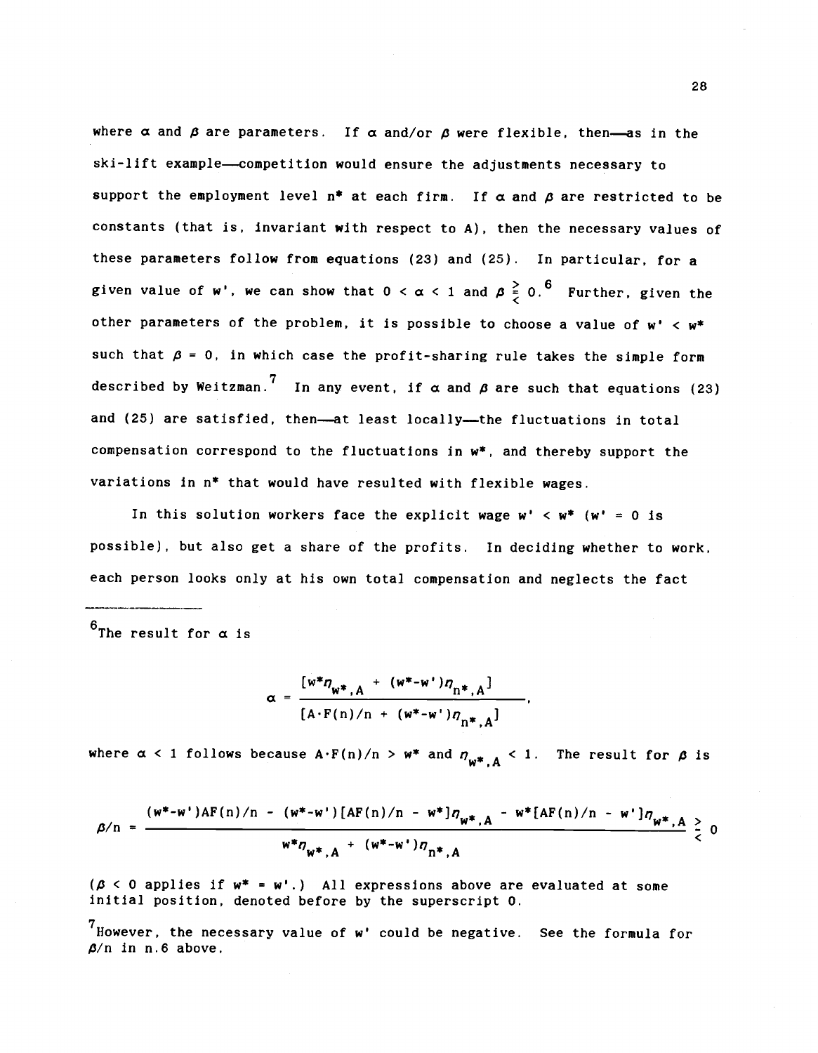where $\alpha$ and $\beta$ are parameters. If $\alpha$ and/or $\beta$ were flexible, then—as in the ski-lift example—competition would ensure the adjustments necessary to support the employment level $n^*$ at each firm. If $\alpha$ and $\beta$ are restricted to be constants (that is, invariant with respect to A), then the necessary values of these parameters follow from equations (23) and (25). In particular, for a given value of $w'$, we can show that $0 < \alpha < 1$ and $\beta \gtreqless 0$.[6] Further, given the other parameters of the problem, it is possible to choose a value of $w' < w^*$ such that $\beta = 0$, in which case the profit-sharing rule takes the simple form described by Weitzman.[7] In any event, if $\alpha$ and $\beta$ are such that equations (23) and (25) are satisfied, then—at least locally—the fluctuations in total compensation correspond to the fluctuations in $w^*$, and thereby support the variations in $n^*$ that would have resulted with flexible wages.

In this solution workers face the explicit wage $w' < w^*$ ($w' = 0$ is possible), but also get a share of the profits. In deciding whether to work, each person looks only at his own total compensation and neglects the fact

---

[6]The result for $\alpha$ is

$$\alpha = \frac{[w^*\eta_{w^*,A} + (w^*-w')\eta_{n^*,A}]}{[A\cdot F(n)/n + (w^*-w')\eta_{n^*,A}]},$$

where $\alpha < 1$ follows because $A\cdot F(n)/n > w^*$ and $\eta_{w^*,A} < 1$. The result for $\beta$ is

$$\beta/n = \frac{(w^*-w')AF(n)/n - (w^*-w')[AF(n)/n - w^*]\eta_{w^*,A} - w^*[AF(n)/n - w']\eta_{w^*,A}}{w^*\eta_{w^*,A} + (w^*-w')\eta_{n^*,A}} \gtrless 0$$

($\beta < 0$ applies if $w^* = w'$.) All expressions above are evaluated at some initial position, denoted before by the superscript 0.

[7]However, the necessary value of $w'$ could be negative. See the formula for $\beta/n$ in n.6 above.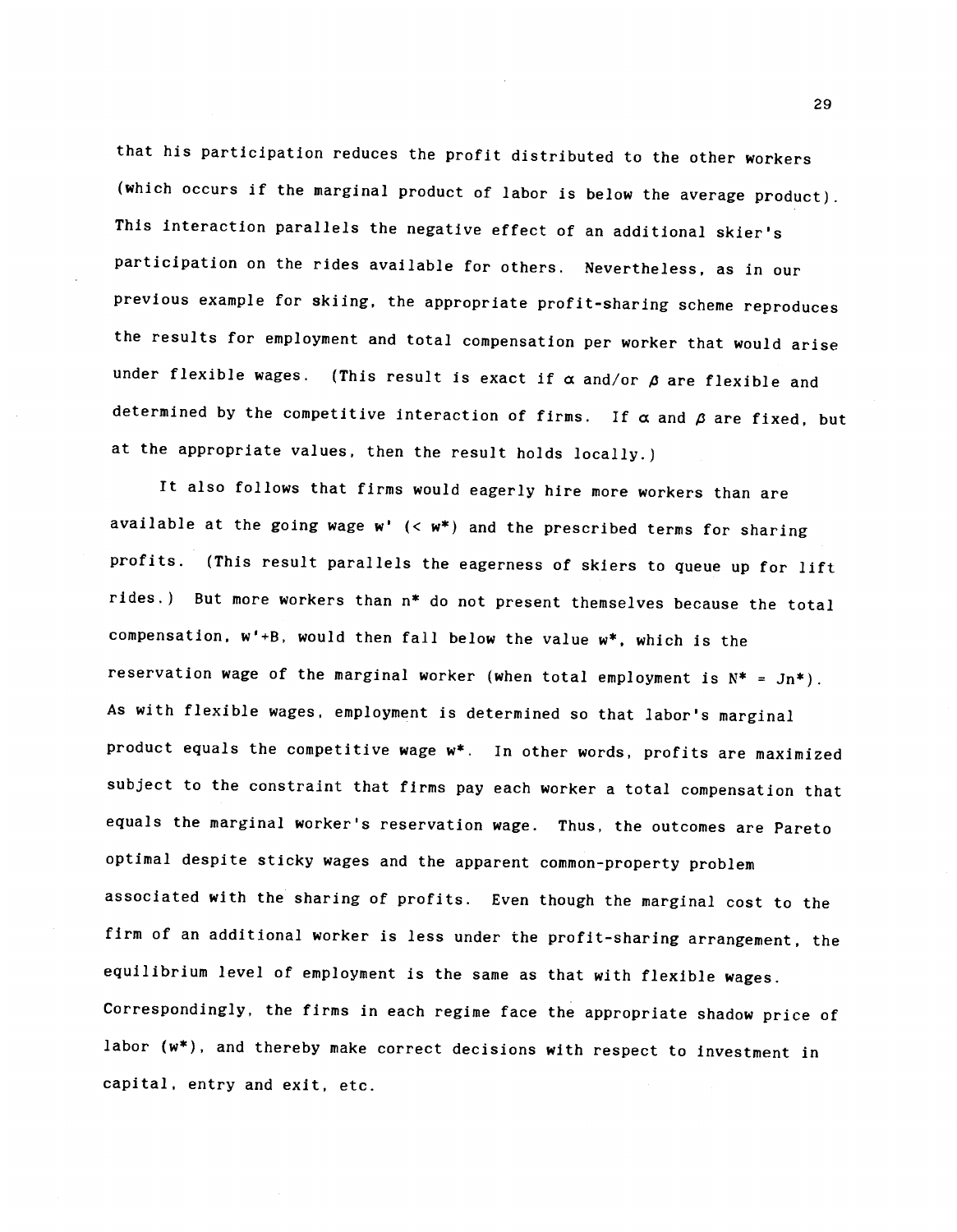that his participation reduces the profit distributed to the other workers (which occurs if the marginal product of labor is below the average product). This interaction parallels the negative effect of an additional skier's participation on the rides available for others. Nevertheless, as in our previous example for skiing, the appropriate profit-sharing scheme reproduces the results for employment and total compensation per worker that would arise under flexible wages. (This result is exact if $\alpha$ and/or $\beta$ are flexible and determined by the competitive interaction of firms. If $\alpha$ and $\beta$ are fixed, but at the appropriate values, then the result holds locally.)

It also follows that firms would eagerly hire more workers than are available at the going wage $w'$ ($< w^*$) and the prescribed terms for sharing profits. (This result parallels the eagerness of skiers to queue up for lift rides.) But more workers than $n^*$ do not present themselves because the total compensation, $w'+B$, would then fall below the value $w^*$, which is the reservation wage of the marginal worker (when total employment is $N^* = Jn^*$). As with flexible wages, employment is determined so that labor's marginal product equals the competitive wage $w^*$. In other words, profits are maximized subject to the constraint that firms pay each worker a total compensation that equals the marginal worker's reservation wage. Thus, the outcomes are Pareto optimal despite sticky wages and the apparent common-property problem associated with the sharing of profits. Even though the marginal cost to the firm of an additional worker is less under the profit-sharing arrangement, the equilibrium level of employment is the same as that with flexible wages. Correspondingly, the firms in each regime face the appropriate shadow price of labor ($w^*$), and thereby make correct decisions with respect to investment in capital, entry and exit, etc.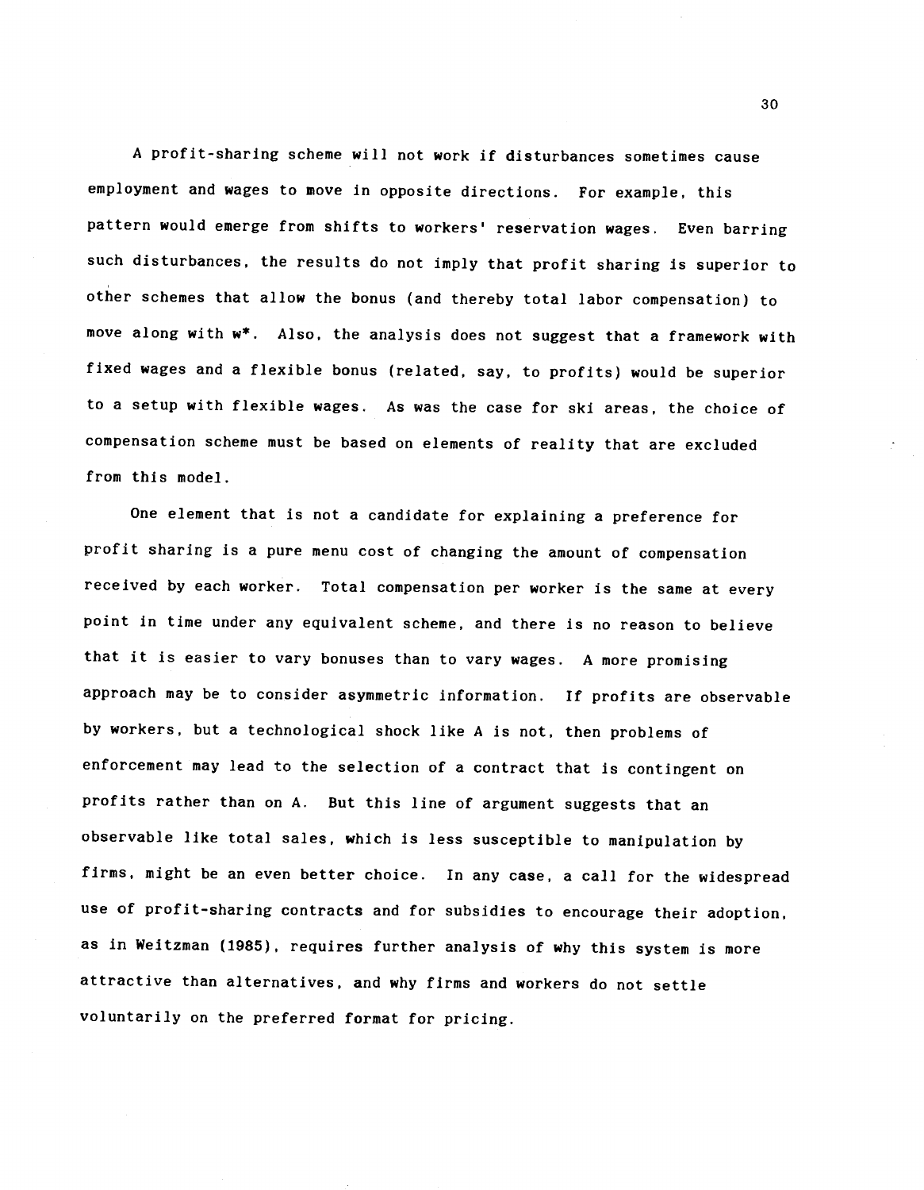A profit-sharing scheme will not work if disturbances sometimes cause employment and wages to move in opposite directions. For example, this pattern would emerge from shifts to workers' reservation wages. Even barring such disturbances, the results do not imply that profit sharing is superior to other schemes that allow the bonus (and thereby total labor compensation) to move along with $w^*$. Also, the analysis does not suggest that a framework with fixed wages and a flexible bonus (related, say, to profits) would be superior to a setup with flexible wages. As was the case for ski areas, the choice of compensation scheme must be based on elements of reality that are excluded from this model.

One element that is not a candidate for explaining a preference for profit sharing is a pure menu cost of changing the amount of compensation received by each worker. Total compensation per worker is the same at every point in time under any equivalent scheme, and there is no reason to believe that it is easier to vary bonuses than to vary wages. A more promising approach may be to consider asymmetric information. If profits are observable by workers, but a technological shock like A is not, then problems of enforcement may lead to the selection of a contract that is contingent on profits rather than on A. But this line of argument suggests that an observable like total sales, which is less susceptible to manipulation by firms, might be an even better choice. In any case, a call for the widespread use of profit-sharing contracts and for subsidies to encourage their adoption, as in Weitzman (1985), requires further analysis of why this system is more attractive than alternatives, and why firms and workers do not settle voluntarily on the preferred format for pricing.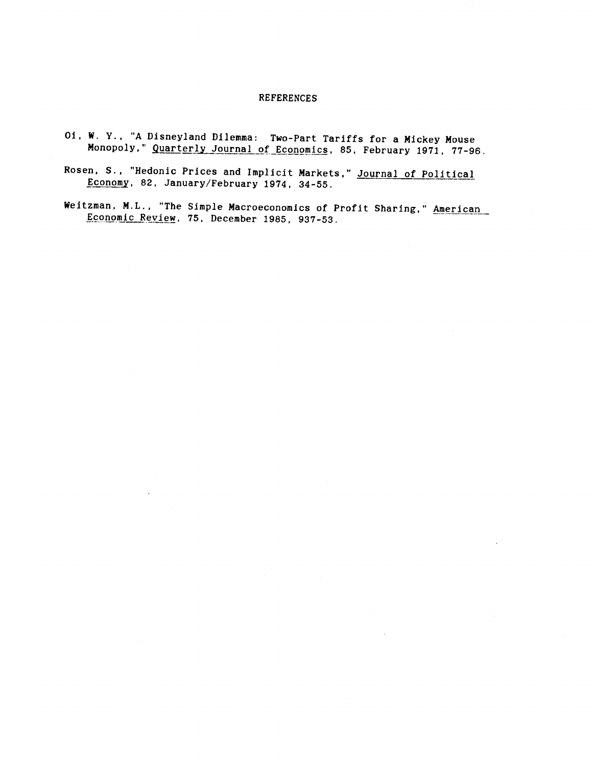# REFERENCES

Oi, W. Y., "A Disneyland Dilemma: Two-Part Tariffs for a Mickey Mouse Monopoly," Quarterly Journal of Economics, 85, February 1971, 77-96.

Rosen, S., "Hedonic Prices and Implicit Markets," Journal of Political Economy, 82, January/February 1974, 34-55.

Weitzman, M.L., "The Simple Macroeconomics of Profit Sharing," American Economic Review, 75, December 1985, 937-53.